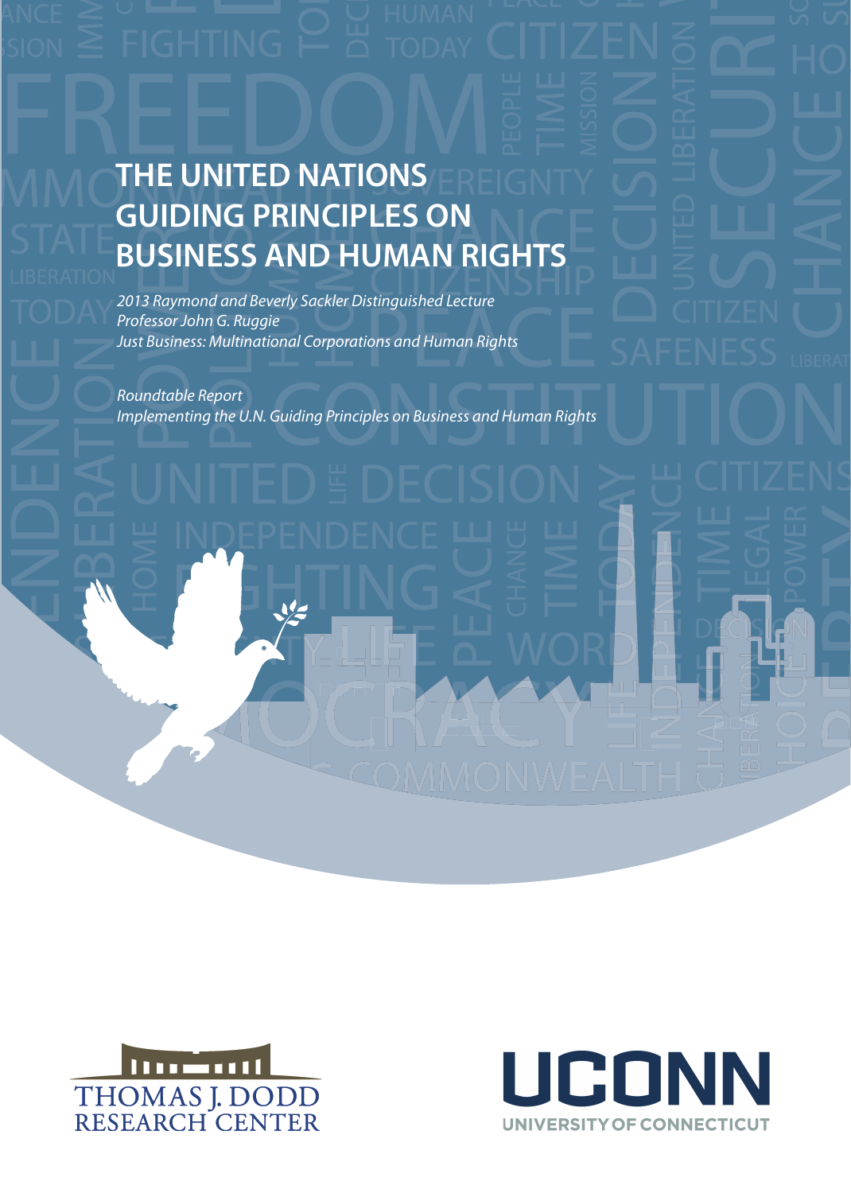# THE UNITED NATIONS GUIDING PRINCIPLES ON BUSINESS AND HUMAN RIGHTS

*2013 Raymond and Beverly Sackler Distinguished Lecture*
*Professor John G. Ruggie*
*Just Business: Multinational Corporations and Human Rights*

*Roundtable Report*
*Implementing the U.N. Guiding Principles on Business and Human Rights*

THOMAS J. DODD RESEARCH CENTER

UCONN
UNIVERSITY OF CONNECTICUT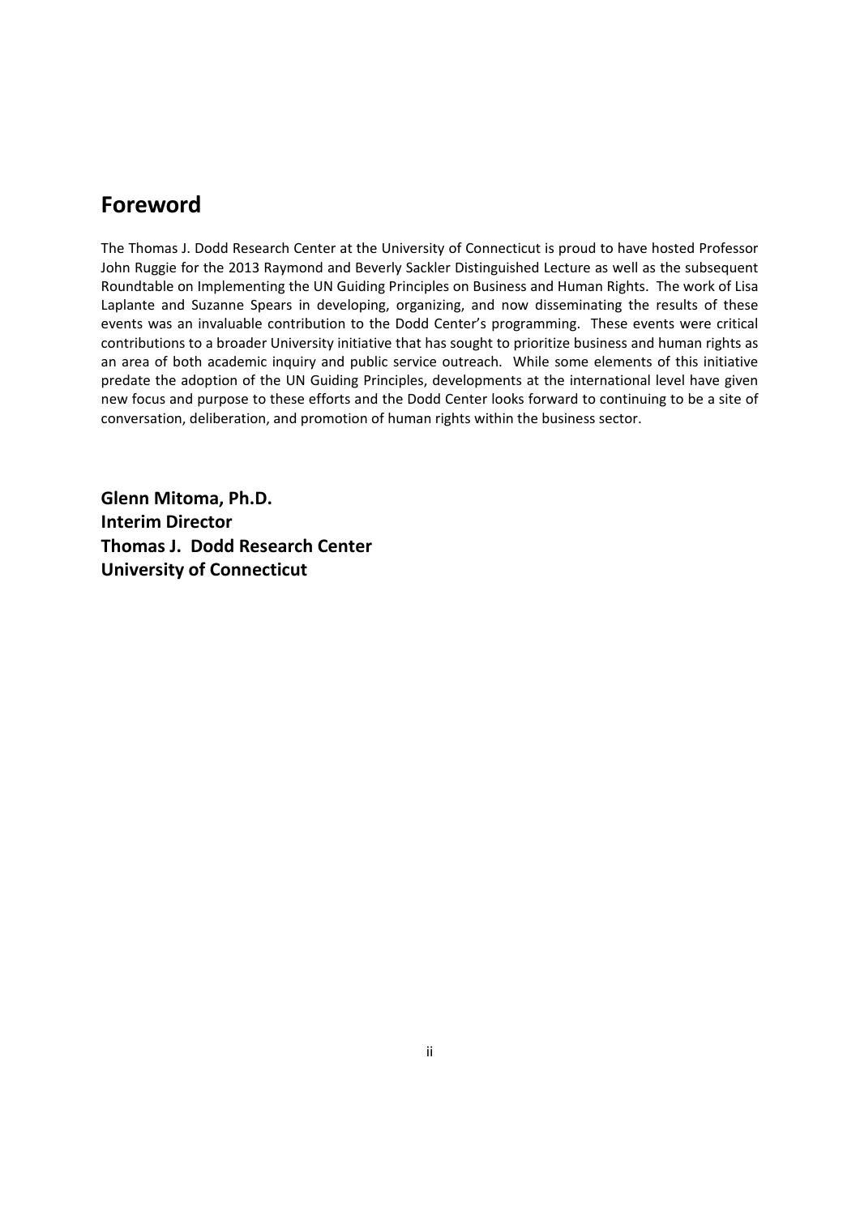## Foreword

The Thomas J. Dodd Research Center at the University of Connecticut is proud to have hosted Professor John Ruggie for the 2013 Raymond and Beverly Sackler Distinguished Lecture as well as the subsequent Roundtable on Implementing the UN Guiding Principles on Business and Human Rights. The work of Lisa Laplante and Suzanne Spears in developing, organizing, and now disseminating the results of these events was an invaluable contribution to the Dodd Center's programming. These events were critical contributions to a broader University initiative that has sought to prioritize business and human rights as an area of both academic inquiry and public service outreach. While some elements of this initiative predate the adoption of the UN Guiding Principles, developments at the international level have given new focus and purpose to these efforts and the Dodd Center looks forward to continuing to be a site of conversation, deliberation, and promotion of human rights within the business sector.

**Glenn Mitoma, Ph.D.**
**Interim Director**
**Thomas J. Dodd Research Center**
**University of Connecticut**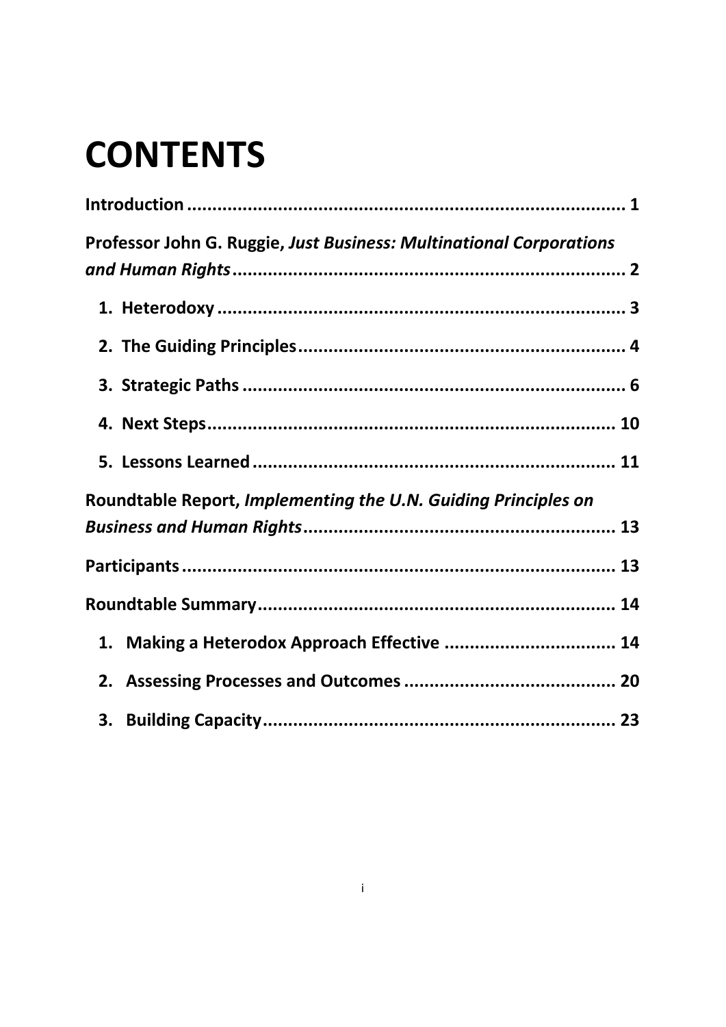# CONTENTS

**Introduction ........................................................................................ 1**

**Professor John G. Ruggie, *Just Business: Multinational Corporations and Human Rights* ............................................................................. 2**

**1. Heterodoxy ................................................................................ 3**

**2. The Guiding Principles ................................................................ 4**

**3. Strategic Paths ........................................................................... 6**

**4. Next Steps ................................................................................ 10**

**5. Lessons Learned ........................................................................ 11**

**Roundtable Report, *Implementing the U.N. Guiding Principles on Business and Human Rights* ............................................................ 13**

**Participants ...................................................................................... 13**

**Roundtable Summary ...................................................................... 14**

**1. Making a Heterodox Approach Effective .................................. 14**

**2. Assessing Processes and Outcomes .......................................... 20**

**3. Building Capacity ...................................................................... 23**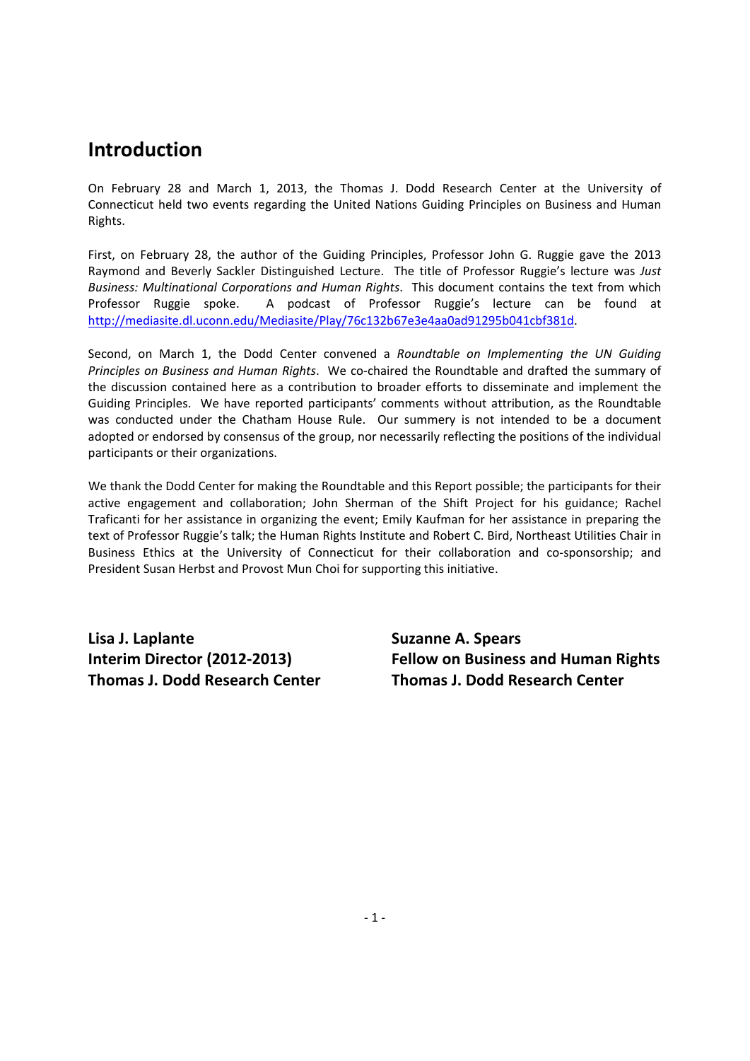# Introduction

On February 28 and March 1, 2013, the Thomas J. Dodd Research Center at the University of Connecticut held two events regarding the United Nations Guiding Principles on Business and Human Rights.

First, on February 28, the author of the Guiding Principles, Professor John G. Ruggie gave the 2013 Raymond and Beverly Sackler Distinguished Lecture. The title of Professor Ruggie's lecture was *Just Business: Multinational Corporations and Human Rights*. This document contains the text from which Professor Ruggie spoke. A podcast of Professor Ruggie's lecture can be found at http://mediasite.dl.uconn.edu/Mediasite/Play/76c132b67e3e4aa0ad91295b041cbf381d.

Second, on March 1, the Dodd Center convened a *Roundtable on Implementing the UN Guiding Principles on Business and Human Rights*. We co-chaired the Roundtable and drafted the summary of the discussion contained here as a contribution to broader efforts to disseminate and implement the Guiding Principles. We have reported participants' comments without attribution, as the Roundtable was conducted under the Chatham House Rule. Our summery is not intended to be a document adopted or endorsed by consensus of the group, nor necessarily reflecting the positions of the individual participants or their organizations.

We thank the Dodd Center for making the Roundtable and this Report possible; the participants for their active engagement and collaboration; John Sherman of the Shift Project for his guidance; Rachel Traficanti for her assistance in organizing the event; Emily Kaufman for her assistance in preparing the text of Professor Ruggie's talk; the Human Rights Institute and Robert C. Bird, Northeast Utilities Chair in Business Ethics at the University of Connecticut for their collaboration and co-sponsorship; and President Susan Herbst and Provost Mun Choi for supporting this initiative.

**Lisa J. Laplante**
**Interim Director (2012-2013)**
**Thomas J. Dodd Research Center**

**Suzanne A. Spears**
**Fellow on Business and Human Rights**
**Thomas J. Dodd Research Center**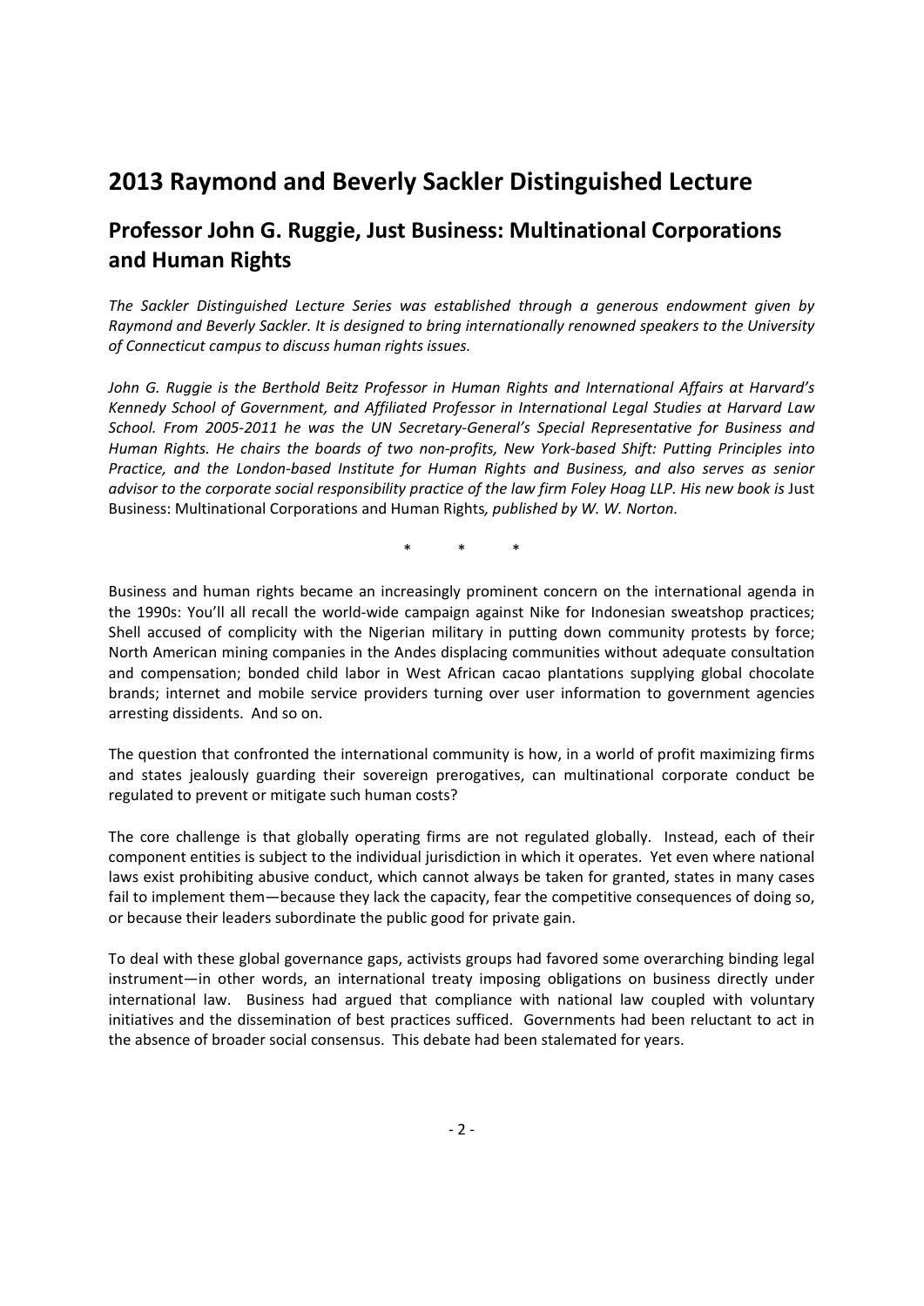# 2013 Raymond and Beverly Sackler Distinguished Lecture

## Professor John G. Ruggie, Just Business: Multinational Corporations and Human Rights

*The Sackler Distinguished Lecture Series was established through a generous endowment given by Raymond and Beverly Sackler. It is designed to bring internationally renowned speakers to the University of Connecticut campus to discuss human rights issues.*

*John G. Ruggie is the Berthold Beitz Professor in Human Rights and International Affairs at Harvard's Kennedy School of Government, and Affiliated Professor in International Legal Studies at Harvard Law School. From 2005-2011 he was the UN Secretary-General's Special Representative for Business and Human Rights. He chairs the boards of two non-profits, New York-based Shift: Putting Principles into Practice, and the London-based Institute for Human Rights and Business, and also serves as senior advisor to the corporate social responsibility practice of the law firm Foley Hoag LLP. His new book is* Just Business: Multinational Corporations and Human Rights*, published by W. W. Norton.*

\* \* \*

Business and human rights became an increasingly prominent concern on the international agenda in the 1990s: You'll all recall the world-wide campaign against Nike for Indonesian sweatshop practices; Shell accused of complicity with the Nigerian military in putting down community protests by force; North American mining companies in the Andes displacing communities without adequate consultation and compensation; bonded child labor in West African cacao plantations supplying global chocolate brands; internet and mobile service providers turning over user information to government agencies arresting dissidents. And so on.

The question that confronted the international community is how, in a world of profit maximizing firms and states jealously guarding their sovereign prerogatives, can multinational corporate conduct be regulated to prevent or mitigate such human costs?

The core challenge is that globally operating firms are not regulated globally. Instead, each of their component entities is subject to the individual jurisdiction in which it operates. Yet even where national laws exist prohibiting abusive conduct, which cannot always be taken for granted, states in many cases fail to implement them—because they lack the capacity, fear the competitive consequences of doing so, or because their leaders subordinate the public good for private gain.

To deal with these global governance gaps, activists groups had favored some overarching binding legal instrument—in other words, an international treaty imposing obligations on business directly under international law. Business had argued that compliance with national law coupled with voluntary initiatives and the dissemination of best practices sufficed. Governments had been reluctant to act in the absence of broader social consensus. This debate had been stalemated for years.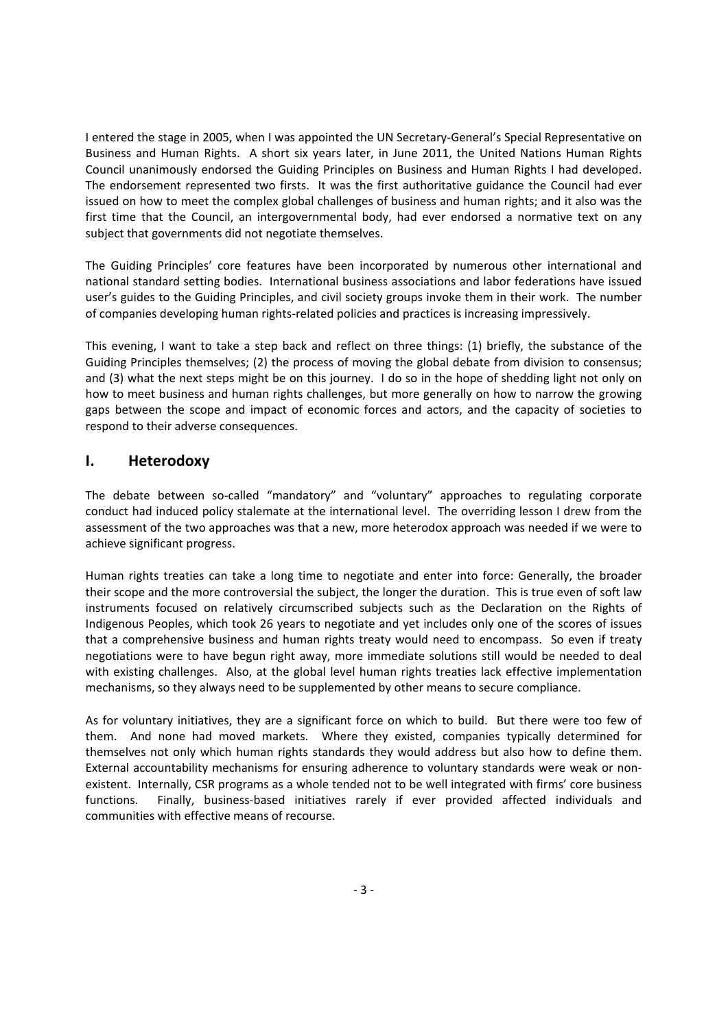I entered the stage in 2005, when I was appointed the UN Secretary-General's Special Representative on Business and Human Rights. A short six years later, in June 2011, the United Nations Human Rights Council unanimously endorsed the Guiding Principles on Business and Human Rights I had developed. The endorsement represented two firsts. It was the first authoritative guidance the Council had ever issued on how to meet the complex global challenges of business and human rights; and it also was the first time that the Council, an intergovernmental body, had ever endorsed a normative text on any subject that governments did not negotiate themselves.

The Guiding Principles' core features have been incorporated by numerous other international and national standard setting bodies. International business associations and labor federations have issued user's guides to the Guiding Principles, and civil society groups invoke them in their work. The number of companies developing human rights-related policies and practices is increasing impressively.

This evening, I want to take a step back and reflect on three things: (1) briefly, the substance of the Guiding Principles themselves; (2) the process of moving the global debate from division to consensus; and (3) what the next steps might be on this journey. I do so in the hope of shedding light not only on how to meet business and human rights challenges, but more generally on how to narrow the growing gaps between the scope and impact of economic forces and actors, and the capacity of societies to respond to their adverse consequences.

## I. Heterodoxy

The debate between so-called "mandatory" and "voluntary" approaches to regulating corporate conduct had induced policy stalemate at the international level. The overriding lesson I drew from the assessment of the two approaches was that a new, more heterodox approach was needed if we were to achieve significant progress.

Human rights treaties can take a long time to negotiate and enter into force: Generally, the broader their scope and the more controversial the subject, the longer the duration. This is true even of soft law instruments focused on relatively circumscribed subjects such as the Declaration on the Rights of Indigenous Peoples, which took 26 years to negotiate and yet includes only one of the scores of issues that a comprehensive business and human rights treaty would need to encompass. So even if treaty negotiations were to have begun right away, more immediate solutions still would be needed to deal with existing challenges. Also, at the global level human rights treaties lack effective implementation mechanisms, so they always need to be supplemented by other means to secure compliance.

As for voluntary initiatives, they are a significant force on which to build. But there were too few of them. And none had moved markets. Where they existed, companies typically determined for themselves not only which human rights standards they would address but also how to define them. External accountability mechanisms for ensuring adherence to voluntary standards were weak or non-existent. Internally, CSR programs as a whole tended not to be well integrated with firms' core business functions. Finally, business-based initiatives rarely if ever provided affected individuals and communities with effective means of recourse.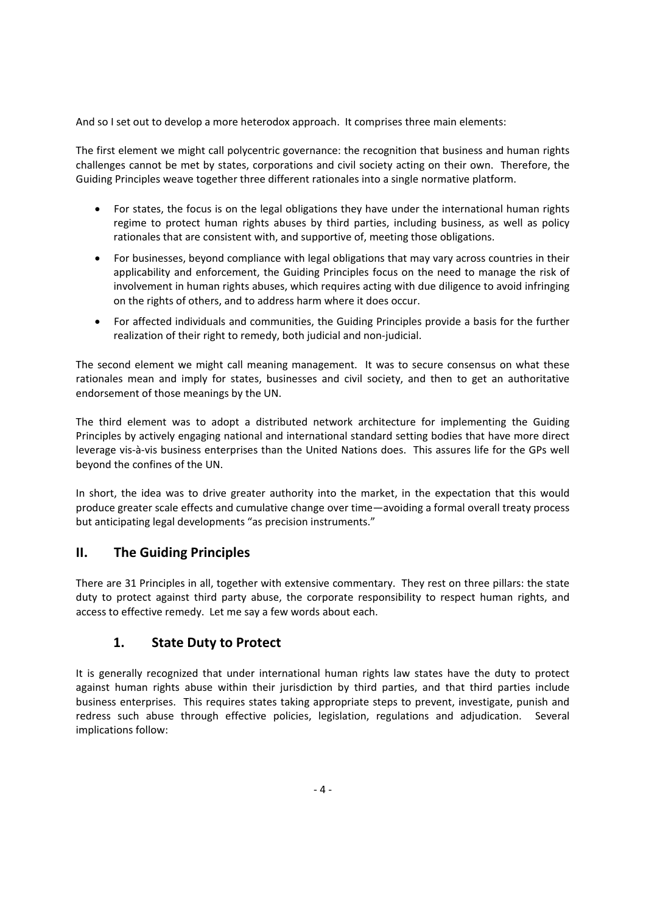And so I set out to develop a more heterodox approach. It comprises three main elements:

The first element we might call polycentric governance: the recognition that business and human rights challenges cannot be met by states, corporations and civil society acting on their own. Therefore, the Guiding Principles weave together three different rationales into a single normative platform.

- For states, the focus is on the legal obligations they have under the international human rights regime to protect human rights abuses by third parties, including business, as well as policy rationales that are consistent with, and supportive of, meeting those obligations.
- For businesses, beyond compliance with legal obligations that may vary across countries in their applicability and enforcement, the Guiding Principles focus on the need to manage the risk of involvement in human rights abuses, which requires acting with due diligence to avoid infringing on the rights of others, and to address harm where it does occur.
- For affected individuals and communities, the Guiding Principles provide a basis for the further realization of their right to remedy, both judicial and non-judicial.

The second element we might call meaning management. It was to secure consensus on what these rationales mean and imply for states, businesses and civil society, and then to get an authoritative endorsement of those meanings by the UN.

The third element was to adopt a distributed network architecture for implementing the Guiding Principles by actively engaging national and international standard setting bodies that have more direct leverage vis-à-vis business enterprises than the United Nations does. This assures life for the GPs well beyond the confines of the UN.

In short, the idea was to drive greater authority into the market, in the expectation that this would produce greater scale effects and cumulative change over time—avoiding a formal overall treaty process but anticipating legal developments "as precision instruments."

## II. The Guiding Principles

There are 31 Principles in all, together with extensive commentary. They rest on three pillars: the state duty to protect against third party abuse, the corporate responsibility to respect human rights, and access to effective remedy. Let me say a few words about each.

### 1. State Duty to Protect

It is generally recognized that under international human rights law states have the duty to protect against human rights abuse within their jurisdiction by third parties, and that third parties include business enterprises. This requires states taking appropriate steps to prevent, investigate, punish and redress such abuse through effective policies, legislation, regulations and adjudication. Several implications follow: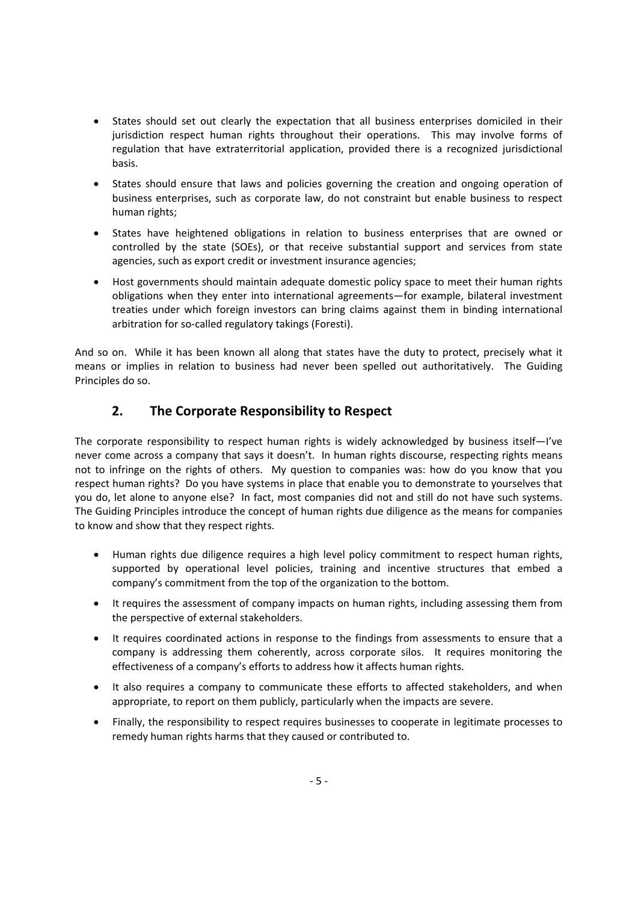- States should set out clearly the expectation that all business enterprises domiciled in their jurisdiction respect human rights throughout their operations. This may involve forms of regulation that have extraterritorial application, provided there is a recognized jurisdictional basis.
- States should ensure that laws and policies governing the creation and ongoing operation of business enterprises, such as corporate law, do not constraint but enable business to respect human rights;
- States have heightened obligations in relation to business enterprises that are owned or controlled by the state (SOEs), or that receive substantial support and services from state agencies, such as export credit or investment insurance agencies;
- Host governments should maintain adequate domestic policy space to meet their human rights obligations when they enter into international agreements—for example, bilateral investment treaties under which foreign investors can bring claims against them in binding international arbitration for so-called regulatory takings (Foresti).

And so on. While it has been known all along that states have the duty to protect, precisely what it means or implies in relation to business had never been spelled out authoritatively. The Guiding Principles do so.

## 2. The Corporate Responsibility to Respect

The corporate responsibility to respect human rights is widely acknowledged by business itself—I've never come across a company that says it doesn't. In human rights discourse, respecting rights means not to infringe on the rights of others. My question to companies was: how do you know that you respect human rights? Do you have systems in place that enable you to demonstrate to yourselves that you do, let alone to anyone else? In fact, most companies did not and still do not have such systems. The Guiding Principles introduce the concept of human rights due diligence as the means for companies to know and show that they respect rights.

- Human rights due diligence requires a high level policy commitment to respect human rights, supported by operational level policies, training and incentive structures that embed a company's commitment from the top of the organization to the bottom.
- It requires the assessment of company impacts on human rights, including assessing them from the perspective of external stakeholders.
- It requires coordinated actions in response to the findings from assessments to ensure that a company is addressing them coherently, across corporate silos. It requires monitoring the effectiveness of a company's efforts to address how it affects human rights.
- It also requires a company to communicate these efforts to affected stakeholders, and when appropriate, to report on them publicly, particularly when the impacts are severe.
- Finally, the responsibility to respect requires businesses to cooperate in legitimate processes to remedy human rights harms that they caused or contributed to.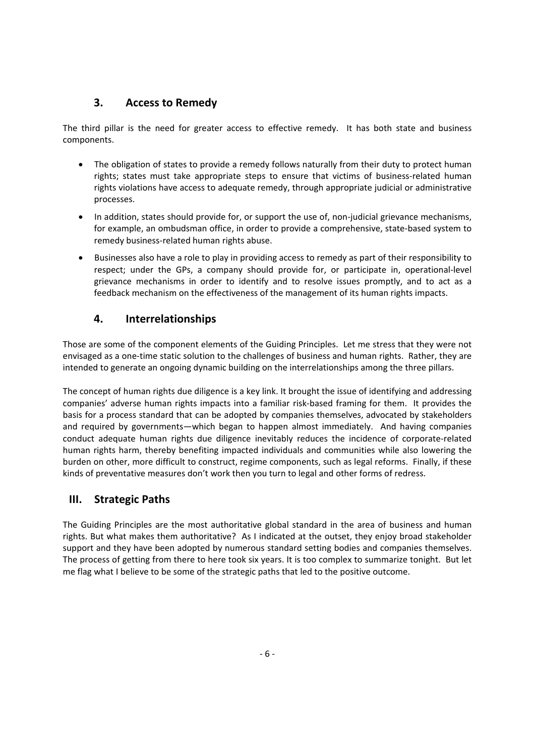### 3. Access to Remedy

The third pillar is the need for greater access to effective remedy. It has both state and business components.

- The obligation of states to provide a remedy follows naturally from their duty to protect human rights; states must take appropriate steps to ensure that victims of business-related human rights violations have access to adequate remedy, through appropriate judicial or administrative processes.
- In addition, states should provide for, or support the use of, non-judicial grievance mechanisms, for example, an ombudsman office, in order to provide a comprehensive, state-based system to remedy business-related human rights abuse.
- Businesses also have a role to play in providing access to remedy as part of their responsibility to respect; under the GPs, a company should provide for, or participate in, operational-level grievance mechanisms in order to identify and to resolve issues promptly, and to act as a feedback mechanism on the effectiveness of the management of its human rights impacts.

### 4. Interrelationships

Those are some of the component elements of the Guiding Principles. Let me stress that they were not envisaged as a one-time static solution to the challenges of business and human rights. Rather, they are intended to generate an ongoing dynamic building on the interrelationships among the three pillars.

The concept of human rights due diligence is a key link. It brought the issue of identifying and addressing companies' adverse human rights impacts into a familiar risk-based framing for them. It provides the basis for a process standard that can be adopted by companies themselves, advocated by stakeholders and required by governments—which began to happen almost immediately. And having companies conduct adequate human rights due diligence inevitably reduces the incidence of corporate-related human rights harm, thereby benefiting impacted individuals and communities while also lowering the burden on other, more difficult to construct, regime components, such as legal reforms. Finally, if these kinds of preventative measures don't work then you turn to legal and other forms of redress.

## III. Strategic Paths

The Guiding Principles are the most authoritative global standard in the area of business and human rights. But what makes them authoritative? As I indicated at the outset, they enjoy broad stakeholder support and they have been adopted by numerous standard setting bodies and companies themselves. The process of getting from there to here took six years. It is too complex to summarize tonight. But let me flag what I believe to be some of the strategic paths that led to the positive outcome.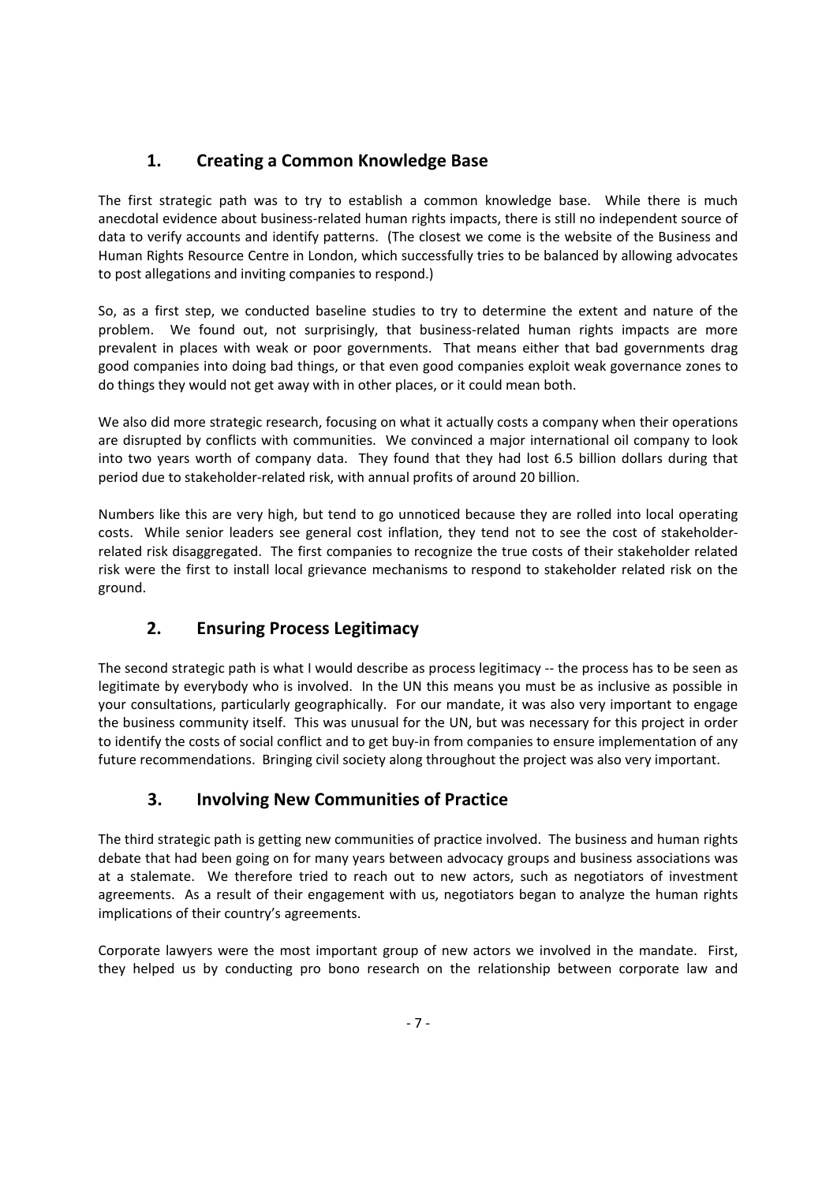## 1. Creating a Common Knowledge Base

The first strategic path was to try to establish a common knowledge base. While there is much anecdotal evidence about business-related human rights impacts, there is still no independent source of data to verify accounts and identify patterns. (The closest we come is the website of the Business and Human Rights Resource Centre in London, which successfully tries to be balanced by allowing advocates to post allegations and inviting companies to respond.)

So, as a first step, we conducted baseline studies to try to determine the extent and nature of the problem. We found out, not surprisingly, that business-related human rights impacts are more prevalent in places with weak or poor governments. That means either that bad governments drag good companies into doing bad things, or that even good companies exploit weak governance zones to do things they would not get away with in other places, or it could mean both.

We also did more strategic research, focusing on what it actually costs a company when their operations are disrupted by conflicts with communities. We convinced a major international oil company to look into two years worth of company data. They found that they had lost 6.5 billion dollars during that period due to stakeholder-related risk, with annual profits of around 20 billion.

Numbers like this are very high, but tend to go unnoticed because they are rolled into local operating costs. While senior leaders see general cost inflation, they tend not to see the cost of stakeholder-related risk disaggregated. The first companies to recognize the true costs of their stakeholder related risk were the first to install local grievance mechanisms to respond to stakeholder related risk on the ground.

## 2. Ensuring Process Legitimacy

The second strategic path is what I would describe as process legitimacy -- the process has to be seen as legitimate by everybody who is involved. In the UN this means you must be as inclusive as possible in your consultations, particularly geographically. For our mandate, it was also very important to engage the business community itself. This was unusual for the UN, but was necessary for this project in order to identify the costs of social conflict and to get buy-in from companies to ensure implementation of any future recommendations. Bringing civil society along throughout the project was also very important.

## 3. Involving New Communities of Practice

The third strategic path is getting new communities of practice involved. The business and human rights debate that had been going on for many years between advocacy groups and business associations was at a stalemate. We therefore tried to reach out to new actors, such as negotiators of investment agreements. As a result of their engagement with us, negotiators began to analyze the human rights implications of their country's agreements.

Corporate lawyers were the most important group of new actors we involved in the mandate. First, they helped us by conducting pro bono research on the relationship between corporate law and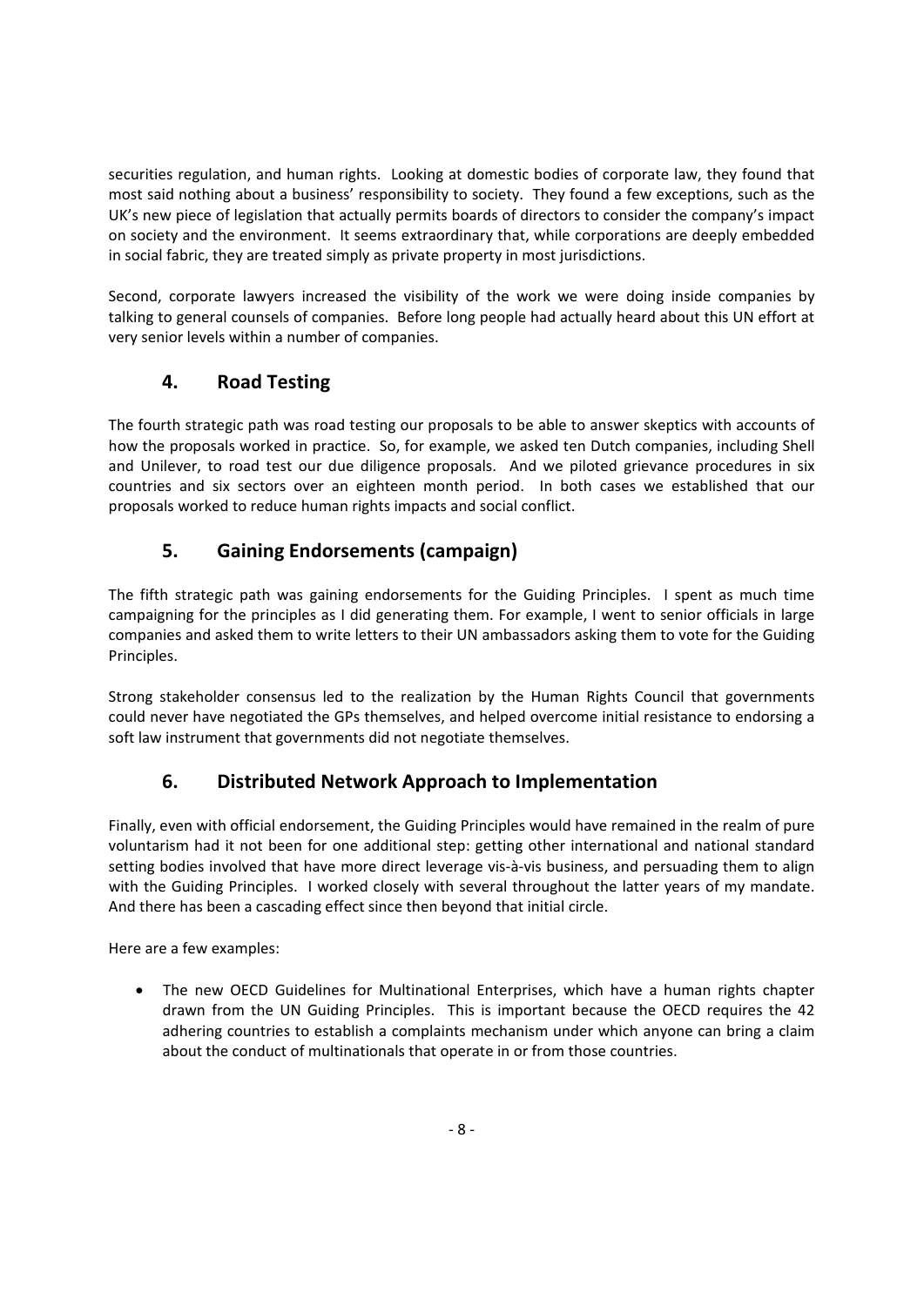securities regulation, and human rights. Looking at domestic bodies of corporate law, they found that most said nothing about a business' responsibility to society. They found a few exceptions, such as the UK's new piece of legislation that actually permits boards of directors to consider the company's impact on society and the environment. It seems extraordinary that, while corporations are deeply embedded in social fabric, they are treated simply as private property in most jurisdictions.

Second, corporate lawyers increased the visibility of the work we were doing inside companies by talking to general counsels of companies. Before long people had actually heard about this UN effort at very senior levels within a number of companies.

## 4. Road Testing

The fourth strategic path was road testing our proposals to be able to answer skeptics with accounts of how the proposals worked in practice. So, for example, we asked ten Dutch companies, including Shell and Unilever, to road test our due diligence proposals. And we piloted grievance procedures in six countries and six sectors over an eighteen month period. In both cases we established that our proposals worked to reduce human rights impacts and social conflict.

## 5. Gaining Endorsements (campaign)

The fifth strategic path was gaining endorsements for the Guiding Principles. I spent as much time campaigning for the principles as I did generating them. For example, I went to senior officials in large companies and asked them to write letters to their UN ambassadors asking them to vote for the Guiding Principles.

Strong stakeholder consensus led to the realization by the Human Rights Council that governments could never have negotiated the GPs themselves, and helped overcome initial resistance to endorsing a soft law instrument that governments did not negotiate themselves.

## 6. Distributed Network Approach to Implementation

Finally, even with official endorsement, the Guiding Principles would have remained in the realm of pure voluntarism had it not been for one additional step: getting other international and national standard setting bodies involved that have more direct leverage vis-à-vis business, and persuading them to align with the Guiding Principles. I worked closely with several throughout the latter years of my mandate. And there has been a cascading effect since then beyond that initial circle.

Here are a few examples:

- The new OECD Guidelines for Multinational Enterprises, which have a human rights chapter drawn from the UN Guiding Principles. This is important because the OECD requires the 42 adhering countries to establish a complaints mechanism under which anyone can bring a claim about the conduct of multinationals that operate in or from those countries.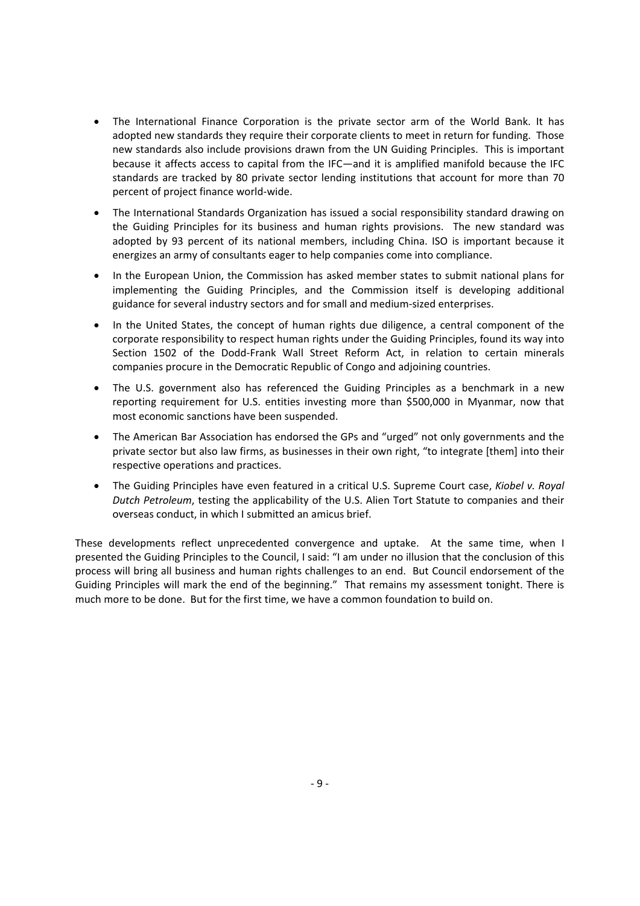- The International Finance Corporation is the private sector arm of the World Bank. It has adopted new standards they require their corporate clients to meet in return for funding. Those new standards also include provisions drawn from the UN Guiding Principles. This is important because it affects access to capital from the IFC—and it is amplified manifold because the IFC standards are tracked by 80 private sector lending institutions that account for more than 70 percent of project finance world-wide.
- The International Standards Organization has issued a social responsibility standard drawing on the Guiding Principles for its business and human rights provisions. The new standard was adopted by 93 percent of its national members, including China. ISO is important because it energizes an army of consultants eager to help companies come into compliance.
- In the European Union, the Commission has asked member states to submit national plans for implementing the Guiding Principles, and the Commission itself is developing additional guidance for several industry sectors and for small and medium-sized enterprises.
- In the United States, the concept of human rights due diligence, a central component of the corporate responsibility to respect human rights under the Guiding Principles, found its way into Section 1502 of the Dodd-Frank Wall Street Reform Act, in relation to certain minerals companies procure in the Democratic Republic of Congo and adjoining countries.
- The U.S. government also has referenced the Guiding Principles as a benchmark in a new reporting requirement for U.S. entities investing more than $500,000 in Myanmar, now that most economic sanctions have been suspended.
- The American Bar Association has endorsed the GPs and "urged" not only governments and the private sector but also law firms, as businesses in their own right, "to integrate [them] into their respective operations and practices.
- The Guiding Principles have even featured in a critical U.S. Supreme Court case, *Kiobel v. Royal Dutch Petroleum*, testing the applicability of the U.S. Alien Tort Statute to companies and their overseas conduct, in which I submitted an amicus brief.

These developments reflect unprecedented convergence and uptake. At the same time, when I presented the Guiding Principles to the Council, I said: "I am under no illusion that the conclusion of this process will bring all business and human rights challenges to an end. But Council endorsement of the Guiding Principles will mark the end of the beginning." That remains my assessment tonight. There is much more to be done. But for the first time, we have a common foundation to build on.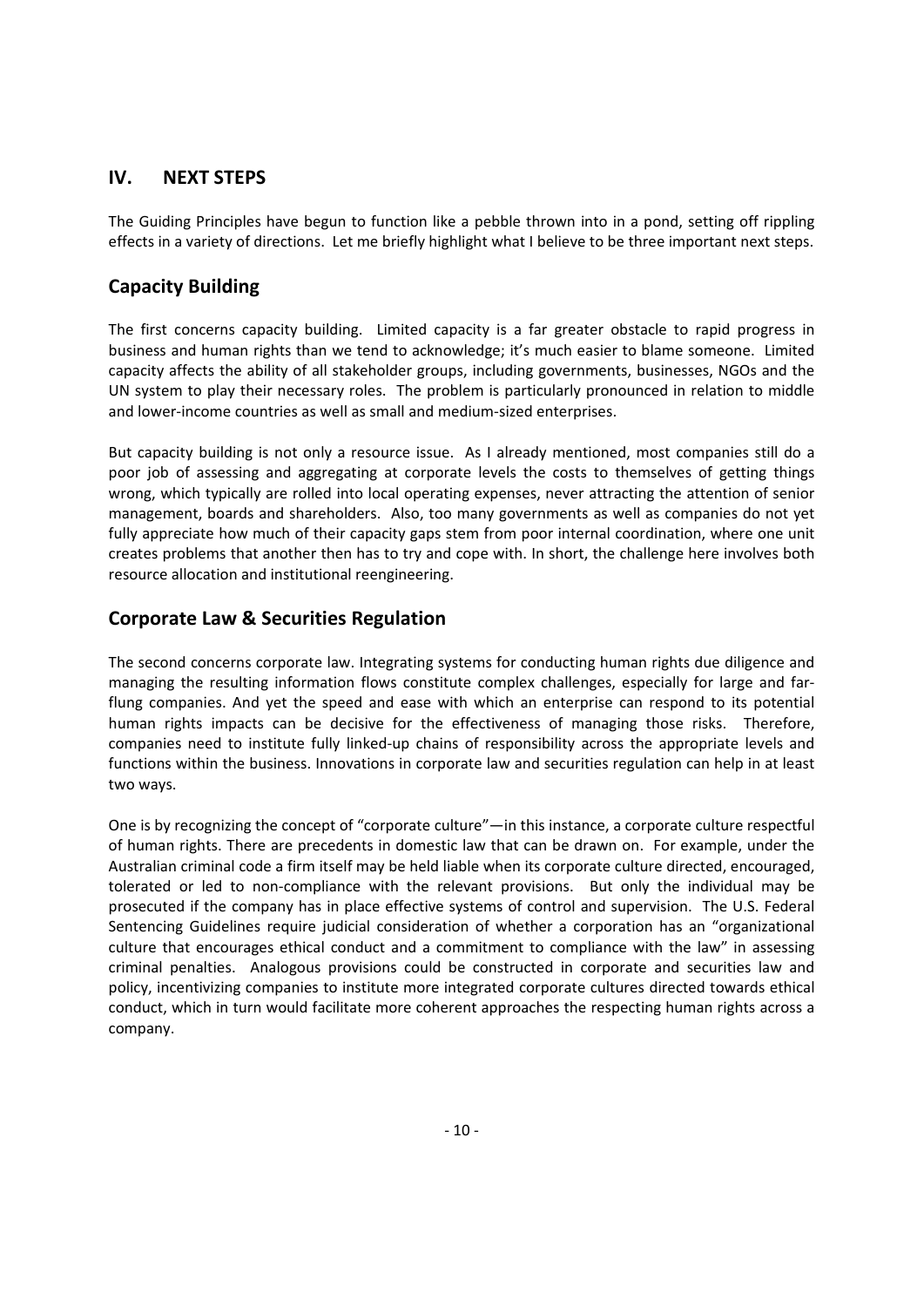## IV. NEXT STEPS

The Guiding Principles have begun to function like a pebble thrown into in a pond, setting off rippling effects in a variety of directions. Let me briefly highlight what I believe to be three important next steps.

### Capacity Building

The first concerns capacity building. Limited capacity is a far greater obstacle to rapid progress in business and human rights than we tend to acknowledge; it's much easier to blame someone. Limited capacity affects the ability of all stakeholder groups, including governments, businesses, NGOs and the UN system to play their necessary roles. The problem is particularly pronounced in relation to middle and lower-income countries as well as small and medium-sized enterprises.

But capacity building is not only a resource issue. As I already mentioned, most companies still do a poor job of assessing and aggregating at corporate levels the costs to themselves of getting things wrong, which typically are rolled into local operating expenses, never attracting the attention of senior management, boards and shareholders. Also, too many governments as well as companies do not yet fully appreciate how much of their capacity gaps stem from poor internal coordination, where one unit creates problems that another then has to try and cope with. In short, the challenge here involves both resource allocation and institutional reengineering.

### Corporate Law & Securities Regulation

The second concerns corporate law. Integrating systems for conducting human rights due diligence and managing the resulting information flows constitute complex challenges, especially for large and far-flung companies. And yet the speed and ease with which an enterprise can respond to its potential human rights impacts can be decisive for the effectiveness of managing those risks. Therefore, companies need to institute fully linked-up chains of responsibility across the appropriate levels and functions within the business. Innovations in corporate law and securities regulation can help in at least two ways.

One is by recognizing the concept of "corporate culture"—in this instance, a corporate culture respectful of human rights. There are precedents in domestic law that can be drawn on. For example, under the Australian criminal code a firm itself may be held liable when its corporate culture directed, encouraged, tolerated or led to non-compliance with the relevant provisions. But only the individual may be prosecuted if the company has in place effective systems of control and supervision. The U.S. Federal Sentencing Guidelines require judicial consideration of whether a corporation has an "organizational culture that encourages ethical conduct and a commitment to compliance with the law" in assessing criminal penalties. Analogous provisions could be constructed in corporate and securities law and policy, incentivizing companies to institute more integrated corporate cultures directed towards ethical conduct, which in turn would facilitate more coherent approaches the respecting human rights across a company.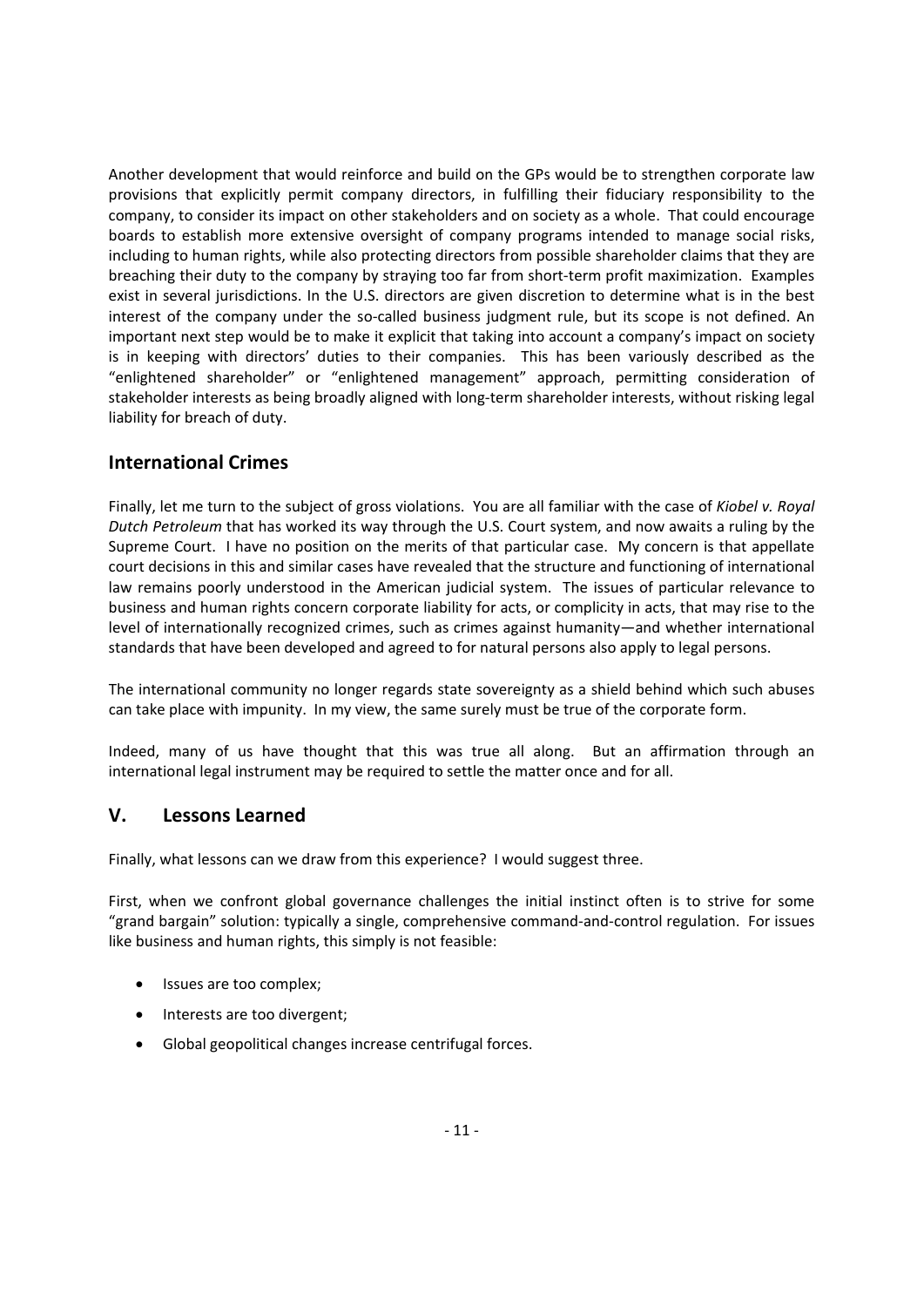Another development that would reinforce and build on the GPs would be to strengthen corporate law provisions that explicitly permit company directors, in fulfilling their fiduciary responsibility to the company, to consider its impact on other stakeholders and on society as a whole. That could encourage boards to establish more extensive oversight of company programs intended to manage social risks, including to human rights, while also protecting directors from possible shareholder claims that they are breaching their duty to the company by straying too far from short-term profit maximization. Examples exist in several jurisdictions. In the U.S. directors are given discretion to determine what is in the best interest of the company under the so-called business judgment rule, but its scope is not defined. An important next step would be to make it explicit that taking into account a company's impact on society is in keeping with directors' duties to their companies. This has been variously described as the "enlightened shareholder" or "enlightened management" approach, permitting consideration of stakeholder interests as being broadly aligned with long-term shareholder interests, without risking legal liability for breach of duty.

## International Crimes

Finally, let me turn to the subject of gross violations. You are all familiar with the case of *Kiobel v. Royal Dutch Petroleum* that has worked its way through the U.S. Court system, and now awaits a ruling by the Supreme Court. I have no position on the merits of that particular case. My concern is that appellate court decisions in this and similar cases have revealed that the structure and functioning of international law remains poorly understood in the American judicial system. The issues of particular relevance to business and human rights concern corporate liability for acts, or complicity in acts, that may rise to the level of internationally recognized crimes, such as crimes against humanity—and whether international standards that have been developed and agreed to for natural persons also apply to legal persons.

The international community no longer regards state sovereignty as a shield behind which such abuses can take place with impunity. In my view, the same surely must be true of the corporate form.

Indeed, many of us have thought that this was true all along. But an affirmation through an international legal instrument may be required to settle the matter once and for all.

## V. Lessons Learned

Finally, what lessons can we draw from this experience? I would suggest three.

First, when we confront global governance challenges the initial instinct often is to strive for some "grand bargain" solution: typically a single, comprehensive command-and-control regulation. For issues like business and human rights, this simply is not feasible:

- Issues are too complex;
- Interests are too divergent;
- Global geopolitical changes increase centrifugal forces.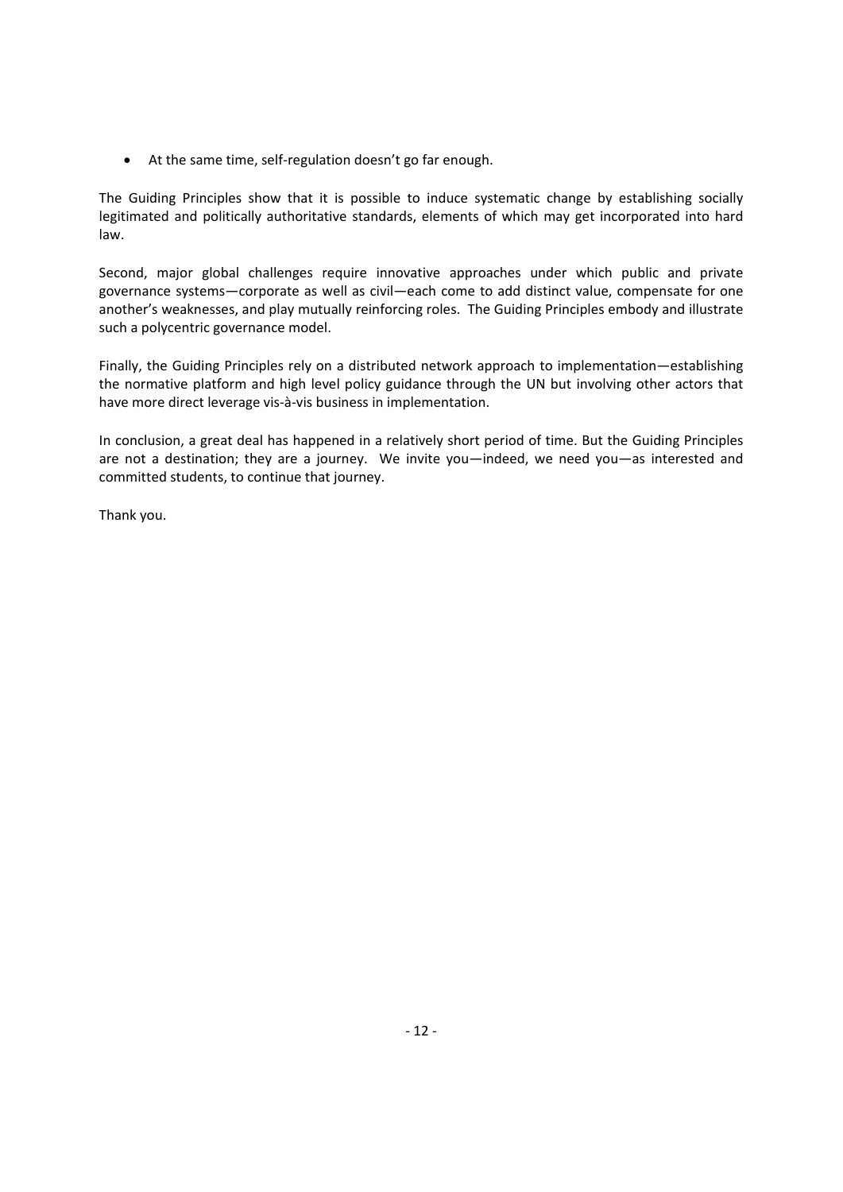- At the same time, self-regulation doesn't go far enough.

The Guiding Principles show that it is possible to induce systematic change by establishing socially legitimated and politically authoritative standards, elements of which may get incorporated into hard law.

Second, major global challenges require innovative approaches under which public and private governance systems—corporate as well as civil—each come to add distinct value, compensate for one another's weaknesses, and play mutually reinforcing roles. The Guiding Principles embody and illustrate such a polycentric governance model.

Finally, the Guiding Principles rely on a distributed network approach to implementation—establishing the normative platform and high level policy guidance through the UN but involving other actors that have more direct leverage vis-à-vis business in implementation.

In conclusion, a great deal has happened in a relatively short period of time. But the Guiding Principles are not a destination; they are a journey. We invite you—indeed, we need you—as interested and committed students, to continue that journey.

Thank you.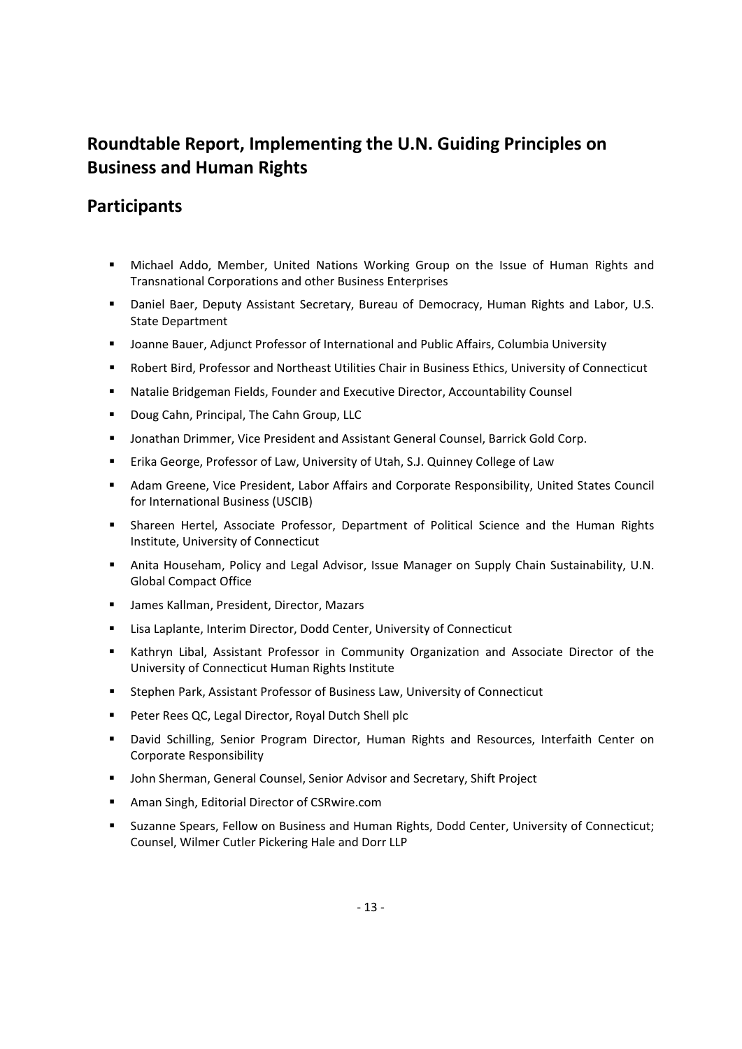## Roundtable Report, Implementing the U.N. Guiding Principles on Business and Human Rights

## Participants

- Michael Addo, Member, United Nations Working Group on the Issue of Human Rights and Transnational Corporations and other Business Enterprises
- Daniel Baer, Deputy Assistant Secretary, Bureau of Democracy, Human Rights and Labor, U.S. State Department
- Joanne Bauer, Adjunct Professor of International and Public Affairs, Columbia University
- Robert Bird, Professor and Northeast Utilities Chair in Business Ethics, University of Connecticut
- Natalie Bridgeman Fields, Founder and Executive Director, Accountability Counsel
- Doug Cahn, Principal, The Cahn Group, LLC
- Jonathan Drimmer, Vice President and Assistant General Counsel, Barrick Gold Corp.
- Erika George, Professor of Law, University of Utah, S.J. Quinney College of Law
- Adam Greene, Vice President, Labor Affairs and Corporate Responsibility, United States Council for International Business (USCIB)
- Shareen Hertel, Associate Professor, Department of Political Science and the Human Rights Institute, University of Connecticut
- Anita Househam, Policy and Legal Advisor, Issue Manager on Supply Chain Sustainability, U.N. Global Compact Office
- James Kallman, President, Director, Mazars
- Lisa Laplante, Interim Director, Dodd Center, University of Connecticut
- Kathryn Libal, Assistant Professor in Community Organization and Associate Director of the University of Connecticut Human Rights Institute
- Stephen Park, Assistant Professor of Business Law, University of Connecticut
- Peter Rees QC, Legal Director, Royal Dutch Shell plc
- David Schilling, Senior Program Director, Human Rights and Resources, Interfaith Center on Corporate Responsibility
- John Sherman, General Counsel, Senior Advisor and Secretary, Shift Project
- Aman Singh, Editorial Director of CSRwire.com
- Suzanne Spears, Fellow on Business and Human Rights, Dodd Center, University of Connecticut; Counsel, Wilmer Cutler Pickering Hale and Dorr LLP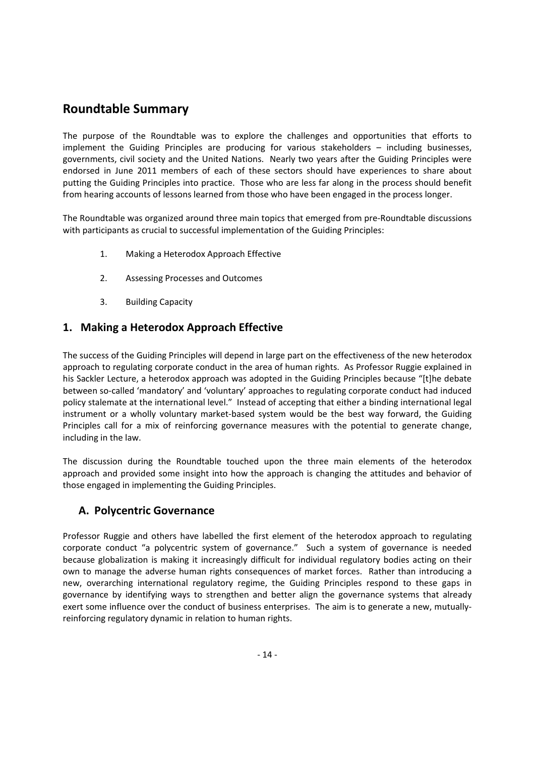# Roundtable Summary

The purpose of the Roundtable was to explore the challenges and opportunities that efforts to implement the Guiding Principles are producing for various stakeholders – including businesses, governments, civil society and the United Nations. Nearly two years after the Guiding Principles were endorsed in June 2011 members of each of these sectors should have experiences to share about putting the Guiding Principles into practice. Those who are less far along in the process should benefit from hearing accounts of lessons learned from those who have been engaged in the process longer.

The Roundtable was organized around three main topics that emerged from pre-Roundtable discussions with participants as crucial to successful implementation of the Guiding Principles:

1. Making a Heterodox Approach Effective
2. Assessing Processes and Outcomes
3. Building Capacity

## 1. Making a Heterodox Approach Effective

The success of the Guiding Principles will depend in large part on the effectiveness of the new heterodox approach to regulating corporate conduct in the area of human rights. As Professor Ruggie explained in his Sackler Lecture, a heterodox approach was adopted in the Guiding Principles because "[t]he debate between so-called 'mandatory' and 'voluntary' approaches to regulating corporate conduct had induced policy stalemate at the international level." Instead of accepting that either a binding international legal instrument or a wholly voluntary market-based system would be the best way forward, the Guiding Principles call for a mix of reinforcing governance measures with the potential to generate change, including in the law.

The discussion during the Roundtable touched upon the three main elements of the heterodox approach and provided some insight into how the approach is changing the attitudes and behavior of those engaged in implementing the Guiding Principles.

### A. Polycentric Governance

Professor Ruggie and others have labelled the first element of the heterodox approach to regulating corporate conduct "a polycentric system of governance." Such a system of governance is needed because globalization is making it increasingly difficult for individual regulatory bodies acting on their own to manage the adverse human rights consequences of market forces. Rather than introducing a new, overarching international regulatory regime, the Guiding Principles respond to these gaps in governance by identifying ways to strengthen and better align the governance systems that already exert some influence over the conduct of business enterprises. The aim is to generate a new, mutually-reinforcing regulatory dynamic in relation to human rights.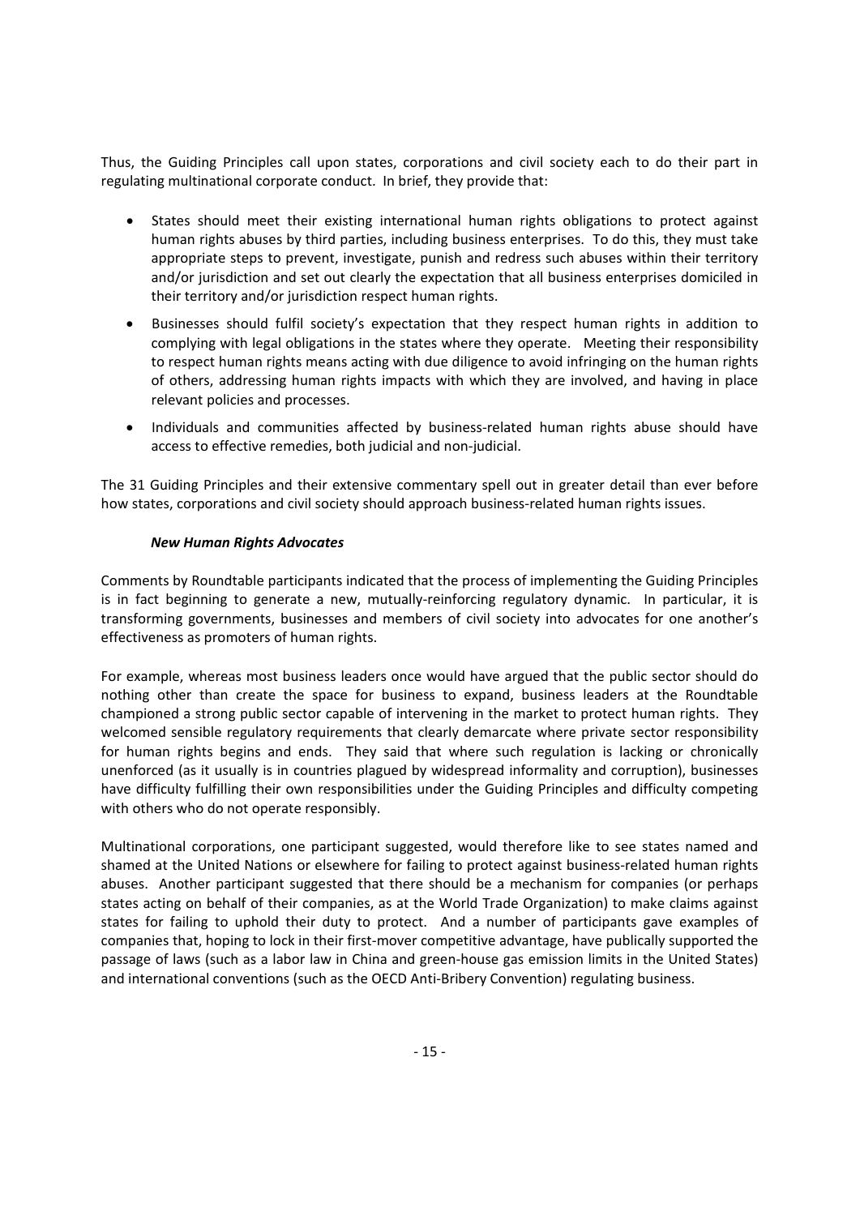Thus, the Guiding Principles call upon states, corporations and civil society each to do their part in regulating multinational corporate conduct. In brief, they provide that:

- States should meet their existing international human rights obligations to protect against human rights abuses by third parties, including business enterprises. To do this, they must take appropriate steps to prevent, investigate, punish and redress such abuses within their territory and/or jurisdiction and set out clearly the expectation that all business enterprises domiciled in their territory and/or jurisdiction respect human rights.
- Businesses should fulfil society's expectation that they respect human rights in addition to complying with legal obligations in the states where they operate. Meeting their responsibility to respect human rights means acting with due diligence to avoid infringing on the human rights of others, addressing human rights impacts with which they are involved, and having in place relevant policies and processes.
- Individuals and communities affected by business-related human rights abuse should have access to effective remedies, both judicial and non-judicial.

The 31 Guiding Principles and their extensive commentary spell out in greater detail than ever before how states, corporations and civil society should approach business-related human rights issues.

***New Human Rights Advocates***

Comments by Roundtable participants indicated that the process of implementing the Guiding Principles is in fact beginning to generate a new, mutually-reinforcing regulatory dynamic. In particular, it is transforming governments, businesses and members of civil society into advocates for one another's effectiveness as promoters of human rights.

For example, whereas most business leaders once would have argued that the public sector should do nothing other than create the space for business to expand, business leaders at the Roundtable championed a strong public sector capable of intervening in the market to protect human rights. They welcomed sensible regulatory requirements that clearly demarcate where private sector responsibility for human rights begins and ends. They said that where such regulation is lacking or chronically unenforced (as it usually is in countries plagued by widespread informality and corruption), businesses have difficulty fulfilling their own responsibilities under the Guiding Principles and difficulty competing with others who do not operate responsibly.

Multinational corporations, one participant suggested, would therefore like to see states named and shamed at the United Nations or elsewhere for failing to protect against business-related human rights abuses. Another participant suggested that there should be a mechanism for companies (or perhaps states acting on behalf of their companies, as at the World Trade Organization) to make claims against states for failing to uphold their duty to protect. And a number of participants gave examples of companies that, hoping to lock in their first-mover competitive advantage, have publically supported the passage of laws (such as a labor law in China and green-house gas emission limits in the United States) and international conventions (such as the OECD Anti-Bribery Convention) regulating business.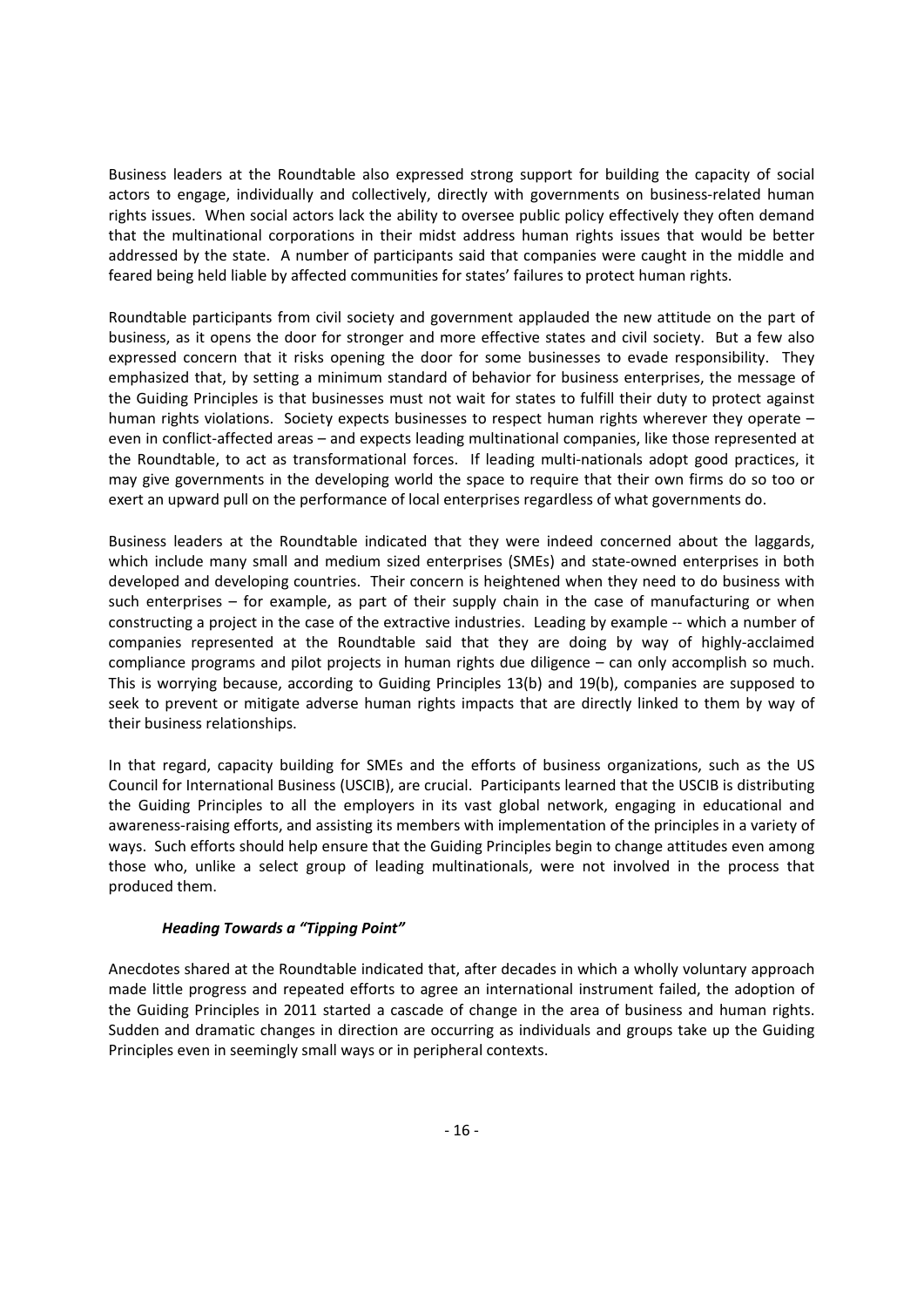Business leaders at the Roundtable also expressed strong support for building the capacity of social actors to engage, individually and collectively, directly with governments on business-related human rights issues. When social actors lack the ability to oversee public policy effectively they often demand that the multinational corporations in their midst address human rights issues that would be better addressed by the state. A number of participants said that companies were caught in the middle and feared being held liable by affected communities for states' failures to protect human rights.

Roundtable participants from civil society and government applauded the new attitude on the part of business, as it opens the door for stronger and more effective states and civil society. But a few also expressed concern that it risks opening the door for some businesses to evade responsibility. They emphasized that, by setting a minimum standard of behavior for business enterprises, the message of the Guiding Principles is that businesses must not wait for states to fulfill their duty to protect against human rights violations. Society expects businesses to respect human rights wherever they operate – even in conflict-affected areas – and expects leading multinational companies, like those represented at the Roundtable, to act as transformational forces. If leading multi-nationals adopt good practices, it may give governments in the developing world the space to require that their own firms do so too or exert an upward pull on the performance of local enterprises regardless of what governments do.

Business leaders at the Roundtable indicated that they were indeed concerned about the laggards, which include many small and medium sized enterprises (SMEs) and state-owned enterprises in both developed and developing countries. Their concern is heightened when they need to do business with such enterprises – for example, as part of their supply chain in the case of manufacturing or when constructing a project in the case of the extractive industries. Leading by example -- which a number of companies represented at the Roundtable said that they are doing by way of highly-acclaimed compliance programs and pilot projects in human rights due diligence – can only accomplish so much. This is worrying because, according to Guiding Principles 13(b) and 19(b), companies are supposed to seek to prevent or mitigate adverse human rights impacts that are directly linked to them by way of their business relationships.

In that regard, capacity building for SMEs and the efforts of business organizations, such as the US Council for International Business (USCIB), are crucial. Participants learned that the USCIB is distributing the Guiding Principles to all the employers in its vast global network, engaging in educational and awareness-raising efforts, and assisting its members with implementation of the principles in a variety of ways. Such efforts should help ensure that the Guiding Principles begin to change attitudes even among those who, unlike a select group of leading multinationals, were not involved in the process that produced them.

***Heading Towards a "Tipping Point"***

Anecdotes shared at the Roundtable indicated that, after decades in which a wholly voluntary approach made little progress and repeated efforts to agree an international instrument failed, the adoption of the Guiding Principles in 2011 started a cascade of change in the area of business and human rights. Sudden and dramatic changes in direction are occurring as individuals and groups take up the Guiding Principles even in seemingly small ways or in peripheral contexts.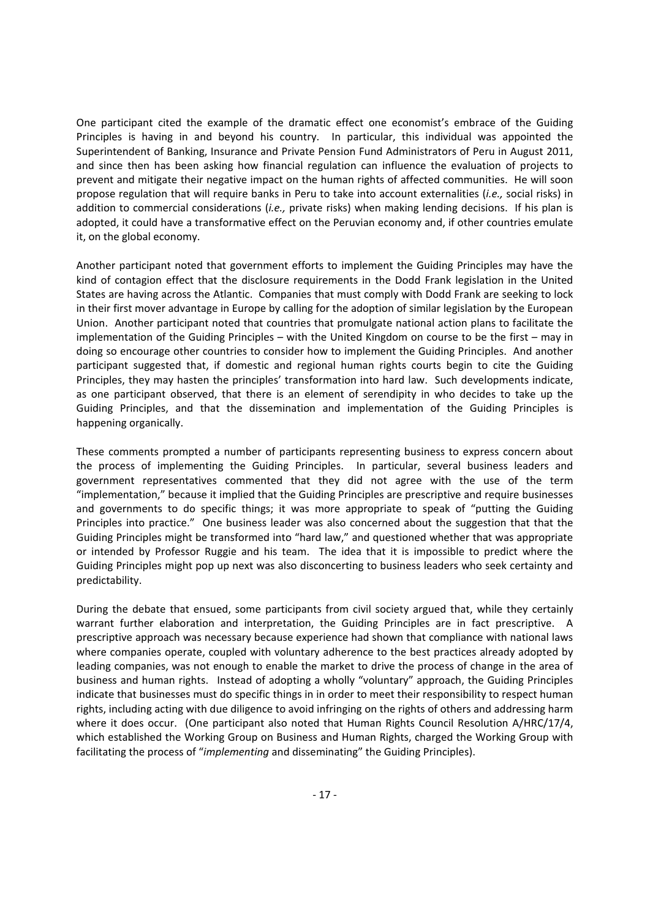One participant cited the example of the dramatic effect one economist's embrace of the Guiding Principles is having in and beyond his country. In particular, this individual was appointed the Superintendent of Banking, Insurance and Private Pension Fund Administrators of Peru in August 2011, and since then has been asking how financial regulation can influence the evaluation of projects to prevent and mitigate their negative impact on the human rights of affected communities. He will soon propose regulation that will require banks in Peru to take into account externalities (*i.e.,* social risks) in addition to commercial considerations (*i.e.,* private risks) when making lending decisions. If his plan is adopted, it could have a transformative effect on the Peruvian economy and, if other countries emulate it, on the global economy.

Another participant noted that government efforts to implement the Guiding Principles may have the kind of contagion effect that the disclosure requirements in the Dodd Frank legislation in the United States are having across the Atlantic. Companies that must comply with Dodd Frank are seeking to lock in their first mover advantage in Europe by calling for the adoption of similar legislation by the European Union. Another participant noted that countries that promulgate national action plans to facilitate the implementation of the Guiding Principles – with the United Kingdom on course to be the first – may in doing so encourage other countries to consider how to implement the Guiding Principles. And another participant suggested that, if domestic and regional human rights courts begin to cite the Guiding Principles, they may hasten the principles' transformation into hard law. Such developments indicate, as one participant observed, that there is an element of serendipity in who decides to take up the Guiding Principles, and that the dissemination and implementation of the Guiding Principles is happening organically.

These comments prompted a number of participants representing business to express concern about the process of implementing the Guiding Principles. In particular, several business leaders and government representatives commented that they did not agree with the use of the term "implementation," because it implied that the Guiding Principles are prescriptive and require businesses and governments to do specific things; it was more appropriate to speak of "putting the Guiding Principles into practice." One business leader was also concerned about the suggestion that that the Guiding Principles might be transformed into "hard law," and questioned whether that was appropriate or intended by Professor Ruggie and his team. The idea that it is impossible to predict where the Guiding Principles might pop up next was also disconcerting to business leaders who seek certainty and predictability.

During the debate that ensued, some participants from civil society argued that, while they certainly warrant further elaboration and interpretation, the Guiding Principles are in fact prescriptive. A prescriptive approach was necessary because experience had shown that compliance with national laws where companies operate, coupled with voluntary adherence to the best practices already adopted by leading companies, was not enough to enable the market to drive the process of change in the area of business and human rights. Instead of adopting a wholly "voluntary" approach, the Guiding Principles indicate that businesses must do specific things in in order to meet their responsibility to respect human rights, including acting with due diligence to avoid infringing on the rights of others and addressing harm where it does occur. (One participant also noted that Human Rights Council Resolution A/HRC/17/4, which established the Working Group on Business and Human Rights, charged the Working Group with facilitating the process of "*implementing* and disseminating" the Guiding Principles).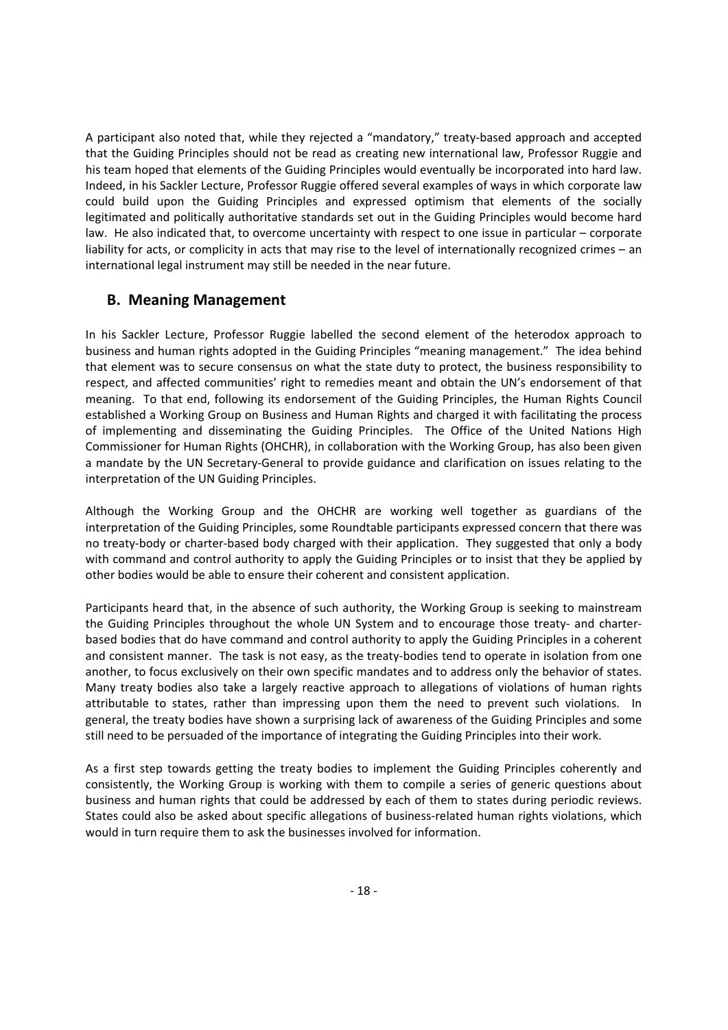A participant also noted that, while they rejected a "mandatory," treaty-based approach and accepted that the Guiding Principles should not be read as creating new international law, Professor Ruggie and his team hoped that elements of the Guiding Principles would eventually be incorporated into hard law. Indeed, in his Sackler Lecture, Professor Ruggie offered several examples of ways in which corporate law could build upon the Guiding Principles and expressed optimism that elements of the socially legitimated and politically authoritative standards set out in the Guiding Principles would become hard law. He also indicated that, to overcome uncertainty with respect to one issue in particular – corporate liability for acts, or complicity in acts that may rise to the level of internationally recognized crimes – an international legal instrument may still be needed in the near future.

## B. Meaning Management

In his Sackler Lecture, Professor Ruggie labelled the second element of the heterodox approach to business and human rights adopted in the Guiding Principles "meaning management." The idea behind that element was to secure consensus on what the state duty to protect, the business responsibility to respect, and affected communities' right to remedies meant and obtain the UN's endorsement of that meaning. To that end, following its endorsement of the Guiding Principles, the Human Rights Council established a Working Group on Business and Human Rights and charged it with facilitating the process of implementing and disseminating the Guiding Principles. The Office of the United Nations High Commissioner for Human Rights (OHCHR), in collaboration with the Working Group, has also been given a mandate by the UN Secretary-General to provide guidance and clarification on issues relating to the interpretation of the UN Guiding Principles.

Although the Working Group and the OHCHR are working well together as guardians of the interpretation of the Guiding Principles, some Roundtable participants expressed concern that there was no treaty-body or charter-based body charged with their application. They suggested that only a body with command and control authority to apply the Guiding Principles or to insist that they be applied by other bodies would be able to ensure their coherent and consistent application.

Participants heard that, in the absence of such authority, the Working Group is seeking to mainstream the Guiding Principles throughout the whole UN System and to encourage those treaty- and charter-based bodies that do have command and control authority to apply the Guiding Principles in a coherent and consistent manner. The task is not easy, as the treaty-bodies tend to operate in isolation from one another, to focus exclusively on their own specific mandates and to address only the behavior of states. Many treaty bodies also take a largely reactive approach to allegations of violations of human rights attributable to states, rather than impressing upon them the need to prevent such violations. In general, the treaty bodies have shown a surprising lack of awareness of the Guiding Principles and some still need to be persuaded of the importance of integrating the Guiding Principles into their work.

As a first step towards getting the treaty bodies to implement the Guiding Principles coherently and consistently, the Working Group is working with them to compile a series of generic questions about business and human rights that could be addressed by each of them to states during periodic reviews. States could also be asked about specific allegations of business-related human rights violations, which would in turn require them to ask the businesses involved for information.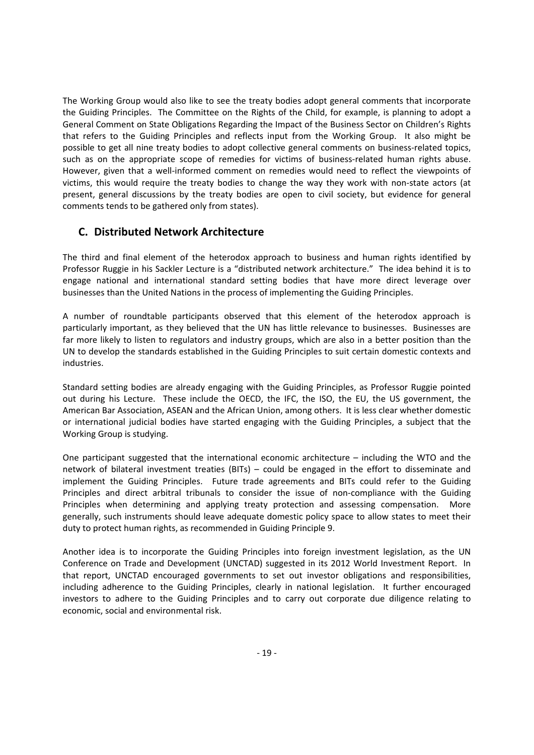The Working Group would also like to see the treaty bodies adopt general comments that incorporate the Guiding Principles. The Committee on the Rights of the Child, for example, is planning to adopt a General Comment on State Obligations Regarding the Impact of the Business Sector on Children's Rights that refers to the Guiding Principles and reflects input from the Working Group. It also might be possible to get all nine treaty bodies to adopt collective general comments on business-related topics, such as on the appropriate scope of remedies for victims of business-related human rights abuse. However, given that a well-informed comment on remedies would need to reflect the viewpoints of victims, this would require the treaty bodies to change the way they work with non-state actors (at present, general discussions by the treaty bodies are open to civil society, but evidence for general comments tends to be gathered only from states).

## C. Distributed Network Architecture

The third and final element of the heterodox approach to business and human rights identified by Professor Ruggie in his Sackler Lecture is a "distributed network architecture." The idea behind it is to engage national and international standard setting bodies that have more direct leverage over businesses than the United Nations in the process of implementing the Guiding Principles.

A number of roundtable participants observed that this element of the heterodox approach is particularly important, as they believed that the UN has little relevance to businesses. Businesses are far more likely to listen to regulators and industry groups, which are also in a better position than the UN to develop the standards established in the Guiding Principles to suit certain domestic contexts and industries.

Standard setting bodies are already engaging with the Guiding Principles, as Professor Ruggie pointed out during his Lecture. These include the OECD, the IFC, the ISO, the EU, the US government, the American Bar Association, ASEAN and the African Union, among others. It is less clear whether domestic or international judicial bodies have started engaging with the Guiding Principles, a subject that the Working Group is studying.

One participant suggested that the international economic architecture – including the WTO and the network of bilateral investment treaties (BITs) – could be engaged in the effort to disseminate and implement the Guiding Principles. Future trade agreements and BITs could refer to the Guiding Principles and direct arbitral tribunals to consider the issue of non-compliance with the Guiding Principles when determining and applying treaty protection and assessing compensation. More generally, such instruments should leave adequate domestic policy space to allow states to meet their duty to protect human rights, as recommended in Guiding Principle 9.

Another idea is to incorporate the Guiding Principles into foreign investment legislation, as the UN Conference on Trade and Development (UNCTAD) suggested in its 2012 World Investment Report. In that report, UNCTAD encouraged governments to set out investor obligations and responsibilities, including adherence to the Guiding Principles, clearly in national legislation. It further encouraged investors to adhere to the Guiding Principles and to carry out corporate due diligence relating to economic, social and environmental risk.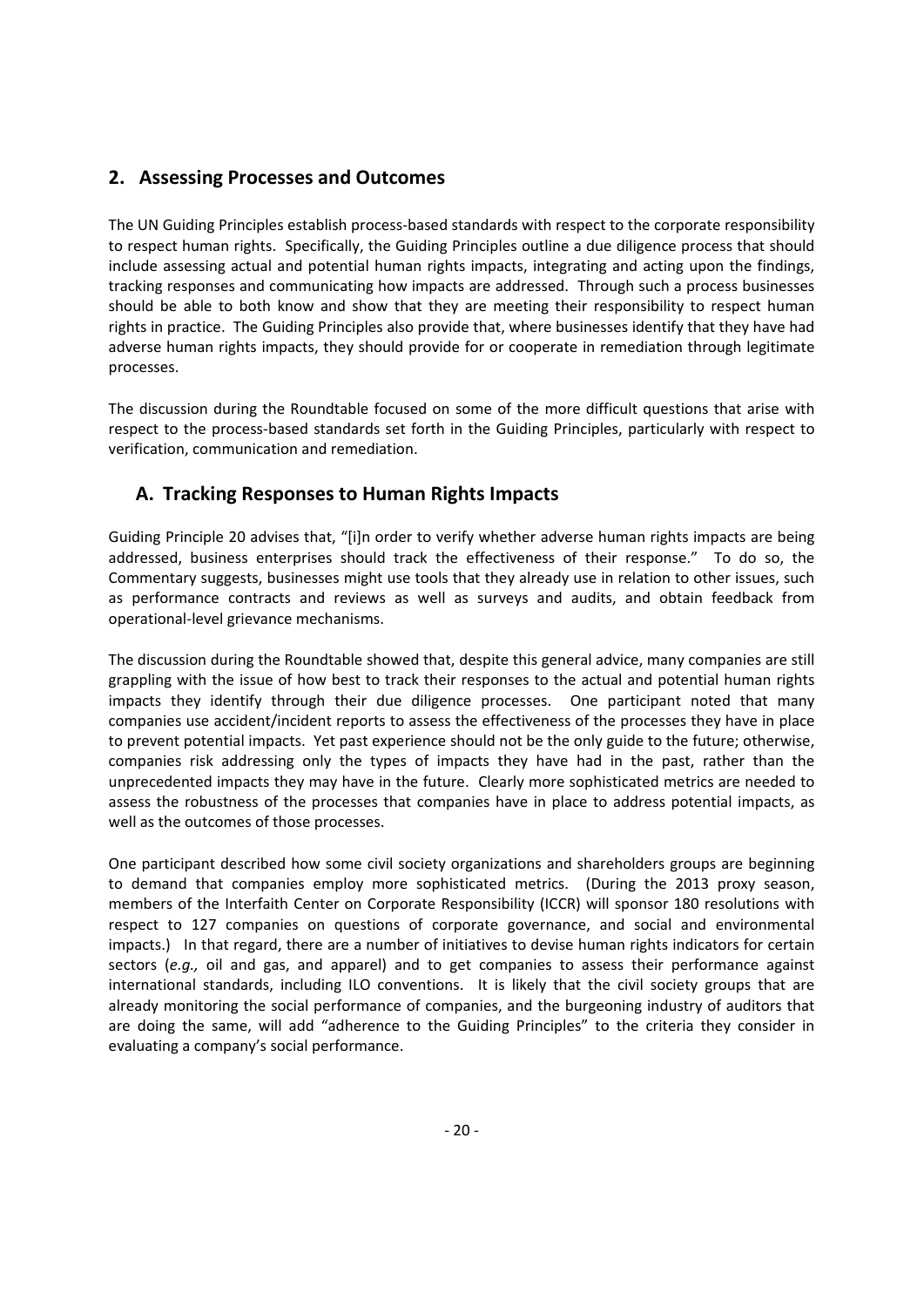## 2. Assessing Processes and Outcomes

The UN Guiding Principles establish process-based standards with respect to the corporate responsibility to respect human rights. Specifically, the Guiding Principles outline a due diligence process that should include assessing actual and potential human rights impacts, integrating and acting upon the findings, tracking responses and communicating how impacts are addressed. Through such a process businesses should be able to both know and show that they are meeting their responsibility to respect human rights in practice. The Guiding Principles also provide that, where businesses identify that they have had adverse human rights impacts, they should provide for or cooperate in remediation through legitimate processes.

The discussion during the Roundtable focused on some of the more difficult questions that arise with respect to the process-based standards set forth in the Guiding Principles, particularly with respect to verification, communication and remediation.

### A. Tracking Responses to Human Rights Impacts

Guiding Principle 20 advises that, "[i]n order to verify whether adverse human rights impacts are being addressed, business enterprises should track the effectiveness of their response." To do so, the Commentary suggests, businesses might use tools that they already use in relation to other issues, such as performance contracts and reviews as well as surveys and audits, and obtain feedback from operational-level grievance mechanisms.

The discussion during the Roundtable showed that, despite this general advice, many companies are still grappling with the issue of how best to track their responses to the actual and potential human rights impacts they identify through their due diligence processes. One participant noted that many companies use accident/incident reports to assess the effectiveness of the processes they have in place to prevent potential impacts. Yet past experience should not be the only guide to the future; otherwise, companies risk addressing only the types of impacts they have had in the past, rather than the unprecedented impacts they may have in the future. Clearly more sophisticated metrics are needed to assess the robustness of the processes that companies have in place to address potential impacts, as well as the outcomes of those processes.

One participant described how some civil society organizations and shareholders groups are beginning to demand that companies employ more sophisticated metrics. (During the 2013 proxy season, members of the Interfaith Center on Corporate Responsibility (ICCR) will sponsor 180 resolutions with respect to 127 companies on questions of corporate governance, and social and environmental impacts.) In that regard, there are a number of initiatives to devise human rights indicators for certain sectors (*e.g.,* oil and gas, and apparel) and to get companies to assess their performance against international standards, including ILO conventions. It is likely that the civil society groups that are already monitoring the social performance of companies, and the burgeoning industry of auditors that are doing the same, will add "adherence to the Guiding Principles" to the criteria they consider in evaluating a company's social performance.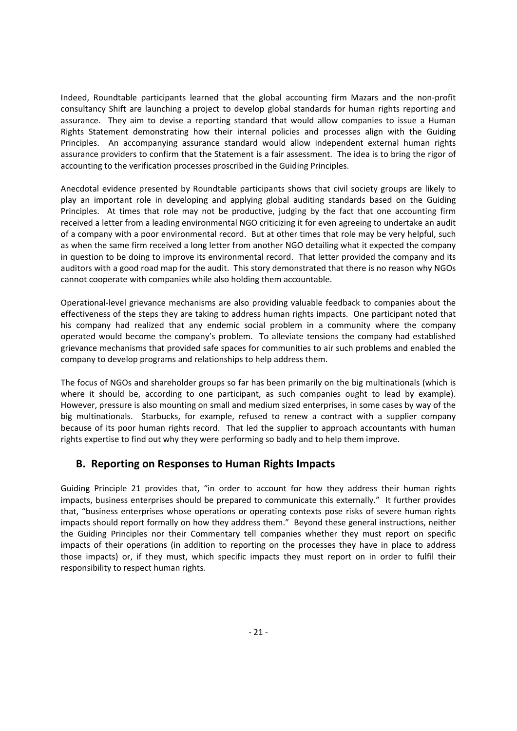Indeed, Roundtable participants learned that the global accounting firm Mazars and the non-profit consultancy Shift are launching a project to develop global standards for human rights reporting and assurance. They aim to devise a reporting standard that would allow companies to issue a Human Rights Statement demonstrating how their internal policies and processes align with the Guiding Principles. An accompanying assurance standard would allow independent external human rights assurance providers to confirm that the Statement is a fair assessment. The idea is to bring the rigor of accounting to the verification processes proscribed in the Guiding Principles.

Anecdotal evidence presented by Roundtable participants shows that civil society groups are likely to play an important role in developing and applying global auditing standards based on the Guiding Principles. At times that role may not be productive, judging by the fact that one accounting firm received a letter from a leading environmental NGO criticizing it for even agreeing to undertake an audit of a company with a poor environmental record. But at other times that role may be very helpful, such as when the same firm received a long letter from another NGO detailing what it expected the company in question to be doing to improve its environmental record. That letter provided the company and its auditors with a good road map for the audit. This story demonstrated that there is no reason why NGOs cannot cooperate with companies while also holding them accountable.

Operational-level grievance mechanisms are also providing valuable feedback to companies about the effectiveness of the steps they are taking to address human rights impacts. One participant noted that his company had realized that any endemic social problem in a community where the company operated would become the company's problem. To alleviate tensions the company had established grievance mechanisms that provided safe spaces for communities to air such problems and enabled the company to develop programs and relationships to help address them.

The focus of NGOs and shareholder groups so far has been primarily on the big multinationals (which is where it should be, according to one participant, as such companies ought to lead by example). However, pressure is also mounting on small and medium sized enterprises, in some cases by way of the big multinationals. Starbucks, for example, refused to renew a contract with a supplier company because of its poor human rights record. That led the supplier to approach accountants with human rights expertise to find out why they were performing so badly and to help them improve.

## B. Reporting on Responses to Human Rights Impacts

Guiding Principle 21 provides that, "in order to account for how they address their human rights impacts, business enterprises should be prepared to communicate this externally." It further provides that, "business enterprises whose operations or operating contexts pose risks of severe human rights impacts should report formally on how they address them." Beyond these general instructions, neither the Guiding Principles nor their Commentary tell companies whether they must report on specific impacts of their operations (in addition to reporting on the processes they have in place to address those impacts) or, if they must, which specific impacts they must report on in order to fulfil their responsibility to respect human rights.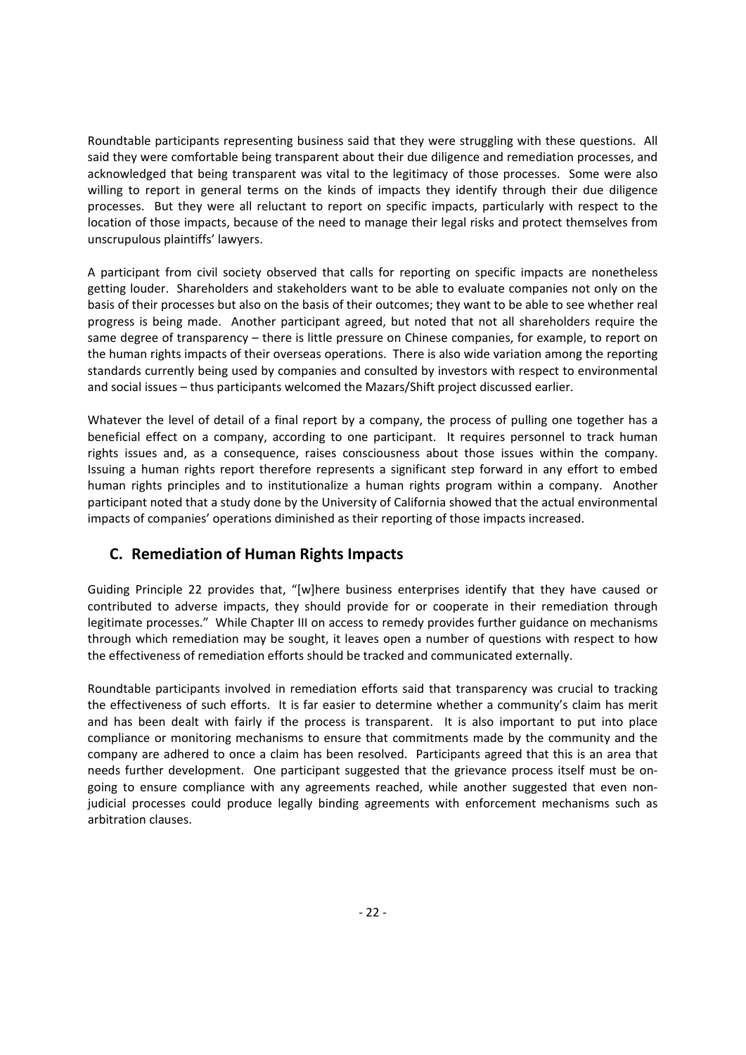Roundtable participants representing business said that they were struggling with these questions. All said they were comfortable being transparent about their due diligence and remediation processes, and acknowledged that being transparent was vital to the legitimacy of those processes. Some were also willing to report in general terms on the kinds of impacts they identify through their due diligence processes. But they were all reluctant to report on specific impacts, particularly with respect to the location of those impacts, because of the need to manage their legal risks and protect themselves from unscrupulous plaintiffs' lawyers.

A participant from civil society observed that calls for reporting on specific impacts are nonetheless getting louder. Shareholders and stakeholders want to be able to evaluate companies not only on the basis of their processes but also on the basis of their outcomes; they want to be able to see whether real progress is being made. Another participant agreed, but noted that not all shareholders require the same degree of transparency – there is little pressure on Chinese companies, for example, to report on the human rights impacts of their overseas operations. There is also wide variation among the reporting standards currently being used by companies and consulted by investors with respect to environmental and social issues – thus participants welcomed the Mazars/Shift project discussed earlier.

Whatever the level of detail of a final report by a company, the process of pulling one together has a beneficial effect on a company, according to one participant. It requires personnel to track human rights issues and, as a consequence, raises consciousness about those issues within the company. Issuing a human rights report therefore represents a significant step forward in any effort to embed human rights principles and to institutionalize a human rights program within a company. Another participant noted that a study done by the University of California showed that the actual environmental impacts of companies' operations diminished as their reporting of those impacts increased.

## C. Remediation of Human Rights Impacts

Guiding Principle 22 provides that, "[w]here business enterprises identify that they have caused or contributed to adverse impacts, they should provide for or cooperate in their remediation through legitimate processes." While Chapter III on access to remedy provides further guidance on mechanisms through which remediation may be sought, it leaves open a number of questions with respect to how the effectiveness of remediation efforts should be tracked and communicated externally.

Roundtable participants involved in remediation efforts said that transparency was crucial to tracking the effectiveness of such efforts. It is far easier to determine whether a community's claim has merit and has been dealt with fairly if the process is transparent. It is also important to put into place compliance or monitoring mechanisms to ensure that commitments made by the community and the company are adhered to once a claim has been resolved. Participants agreed that this is an area that needs further development. One participant suggested that the grievance process itself must be on-going to ensure compliance with any agreements reached, while another suggested that even non-judicial processes could produce legally binding agreements with enforcement mechanisms such as arbitration clauses.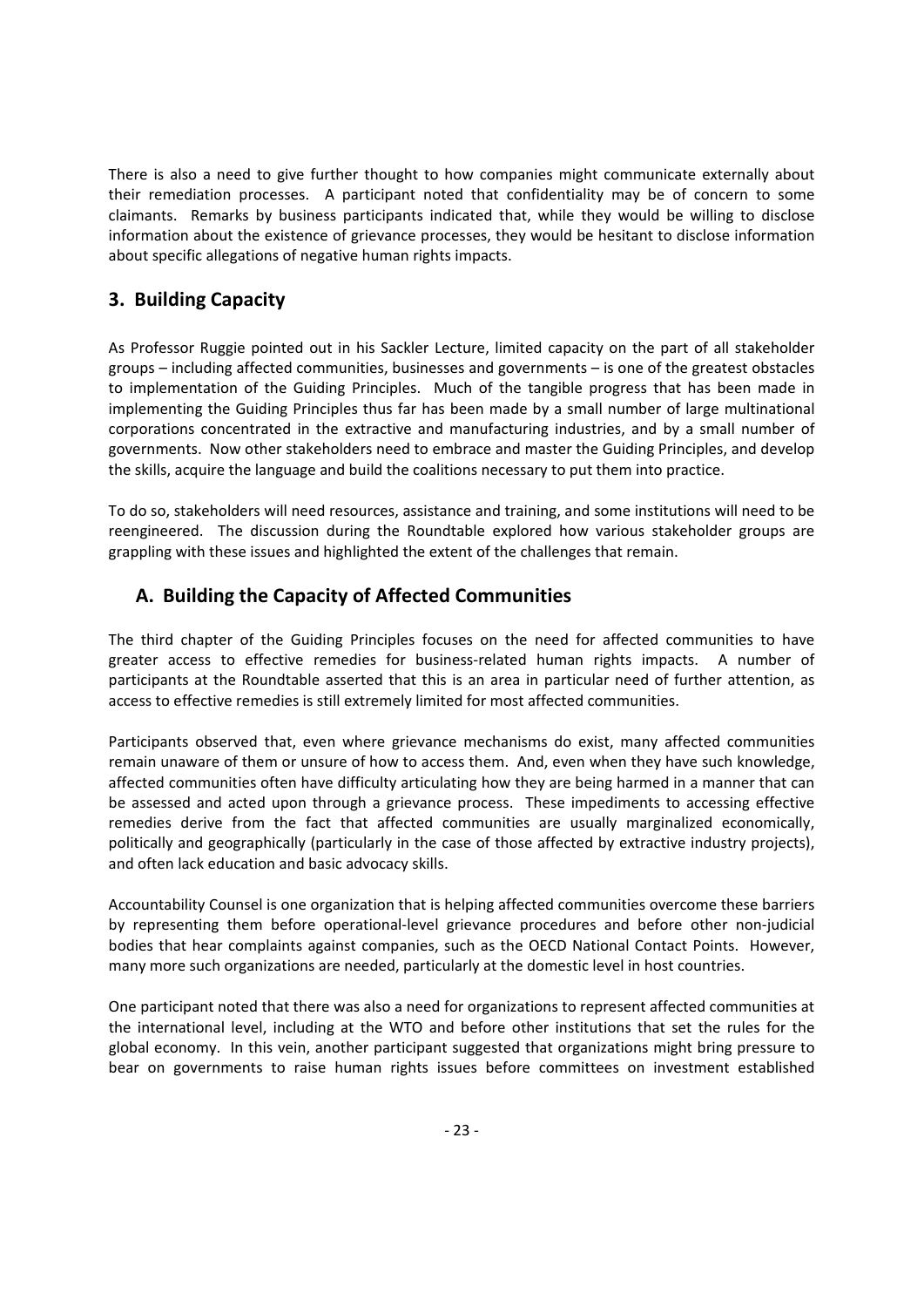There is also a need to give further thought to how companies might communicate externally about their remediation processes. A participant noted that confidentiality may be of concern to some claimants. Remarks by business participants indicated that, while they would be willing to disclose information about the existence of grievance processes, they would be hesitant to disclose information about specific allegations of negative human rights impacts.

## 3. Building Capacity

As Professor Ruggie pointed out in his Sackler Lecture, limited capacity on the part of all stakeholder groups – including affected communities, businesses and governments – is one of the greatest obstacles to implementation of the Guiding Principles. Much of the tangible progress that has been made in implementing the Guiding Principles thus far has been made by a small number of large multinational corporations concentrated in the extractive and manufacturing industries, and by a small number of governments. Now other stakeholders need to embrace and master the Guiding Principles, and develop the skills, acquire the language and build the coalitions necessary to put them into practice.

To do so, stakeholders will need resources, assistance and training, and some institutions will need to be reengineered. The discussion during the Roundtable explored how various stakeholder groups are grappling with these issues and highlighted the extent of the challenges that remain.

### A. Building the Capacity of Affected Communities

The third chapter of the Guiding Principles focuses on the need for affected communities to have greater access to effective remedies for business-related human rights impacts. A number of participants at the Roundtable asserted that this is an area in particular need of further attention, as access to effective remedies is still extremely limited for most affected communities.

Participants observed that, even where grievance mechanisms do exist, many affected communities remain unaware of them or unsure of how to access them. And, even when they have such knowledge, affected communities often have difficulty articulating how they are being harmed in a manner that can be assessed and acted upon through a grievance process. These impediments to accessing effective remedies derive from the fact that affected communities are usually marginalized economically, politically and geographically (particularly in the case of those affected by extractive industry projects), and often lack education and basic advocacy skills.

Accountability Counsel is one organization that is helping affected communities overcome these barriers by representing them before operational-level grievance procedures and before other non-judicial bodies that hear complaints against companies, such as the OECD National Contact Points. However, many more such organizations are needed, particularly at the domestic level in host countries.

One participant noted that there was also a need for organizations to represent affected communities at the international level, including at the WTO and before other institutions that set the rules for the global economy. In this vein, another participant suggested that organizations might bring pressure to bear on governments to raise human rights issues before committees on investment established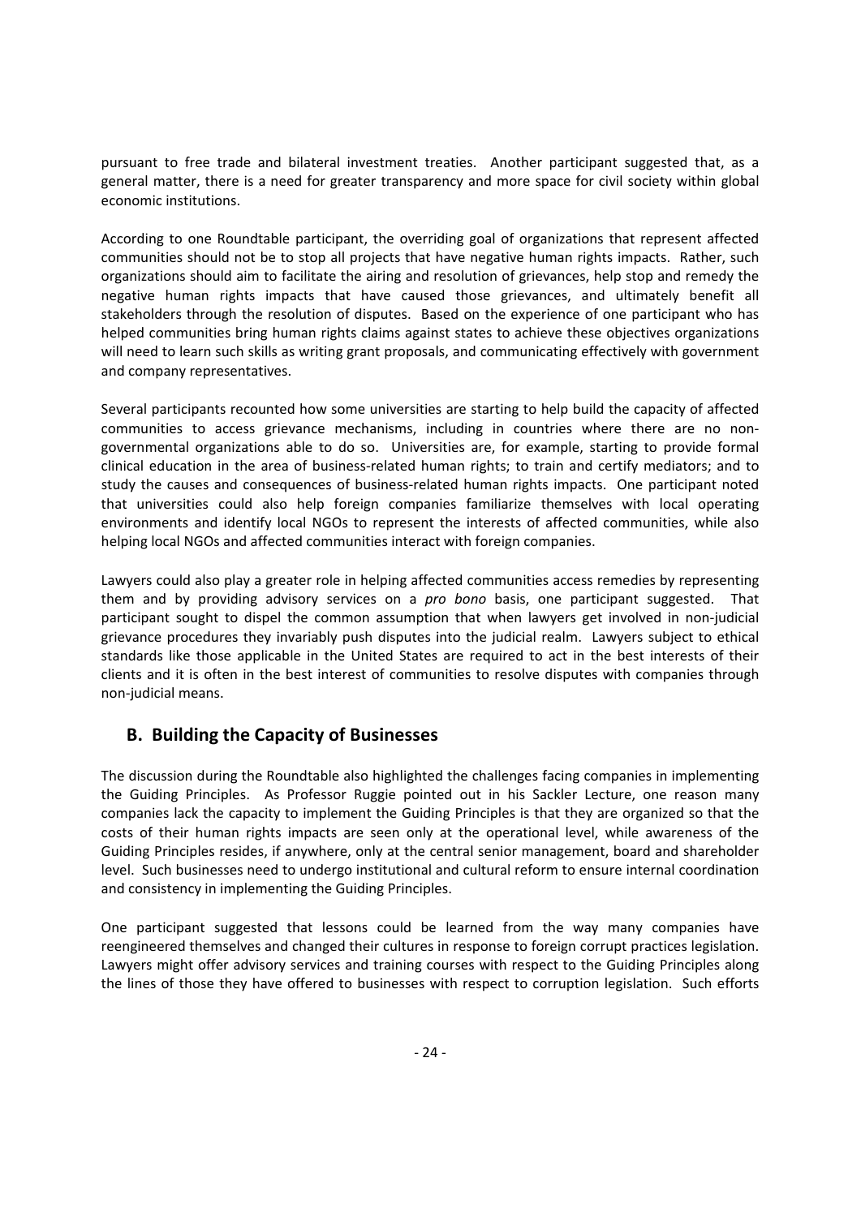pursuant to free trade and bilateral investment treaties. Another participant suggested that, as a general matter, there is a need for greater transparency and more space for civil society within global economic institutions.

According to one Roundtable participant, the overriding goal of organizations that represent affected communities should not be to stop all projects that have negative human rights impacts. Rather, such organizations should aim to facilitate the airing and resolution of grievances, help stop and remedy the negative human rights impacts that have caused those grievances, and ultimately benefit all stakeholders through the resolution of disputes. Based on the experience of one participant who has helped communities bring human rights claims against states to achieve these objectives organizations will need to learn such skills as writing grant proposals, and communicating effectively with government and company representatives.

Several participants recounted how some universities are starting to help build the capacity of affected communities to access grievance mechanisms, including in countries where there are no non-governmental organizations able to do so. Universities are, for example, starting to provide formal clinical education in the area of business-related human rights; to train and certify mediators; and to study the causes and consequences of business-related human rights impacts. One participant noted that universities could also help foreign companies familiarize themselves with local operating environments and identify local NGOs to represent the interests of affected communities, while also helping local NGOs and affected communities interact with foreign companies.

Lawyers could also play a greater role in helping affected communities access remedies by representing them and by providing advisory services on a *pro bono* basis, one participant suggested. That participant sought to dispel the common assumption that when lawyers get involved in non-judicial grievance procedures they invariably push disputes into the judicial realm. Lawyers subject to ethical standards like those applicable in the United States are required to act in the best interests of their clients and it is often in the best interest of communities to resolve disputes with companies through non-judicial means.

## B. Building the Capacity of Businesses

The discussion during the Roundtable also highlighted the challenges facing companies in implementing the Guiding Principles. As Professor Ruggie pointed out in his Sackler Lecture, one reason many companies lack the capacity to implement the Guiding Principles is that they are organized so that the costs of their human rights impacts are seen only at the operational level, while awareness of the Guiding Principles resides, if anywhere, only at the central senior management, board and shareholder level. Such businesses need to undergo institutional and cultural reform to ensure internal coordination and consistency in implementing the Guiding Principles.

One participant suggested that lessons could be learned from the way many companies have reengineered themselves and changed their cultures in response to foreign corrupt practices legislation. Lawyers might offer advisory services and training courses with respect to the Guiding Principles along the lines of those they have offered to businesses with respect to corruption legislation. Such efforts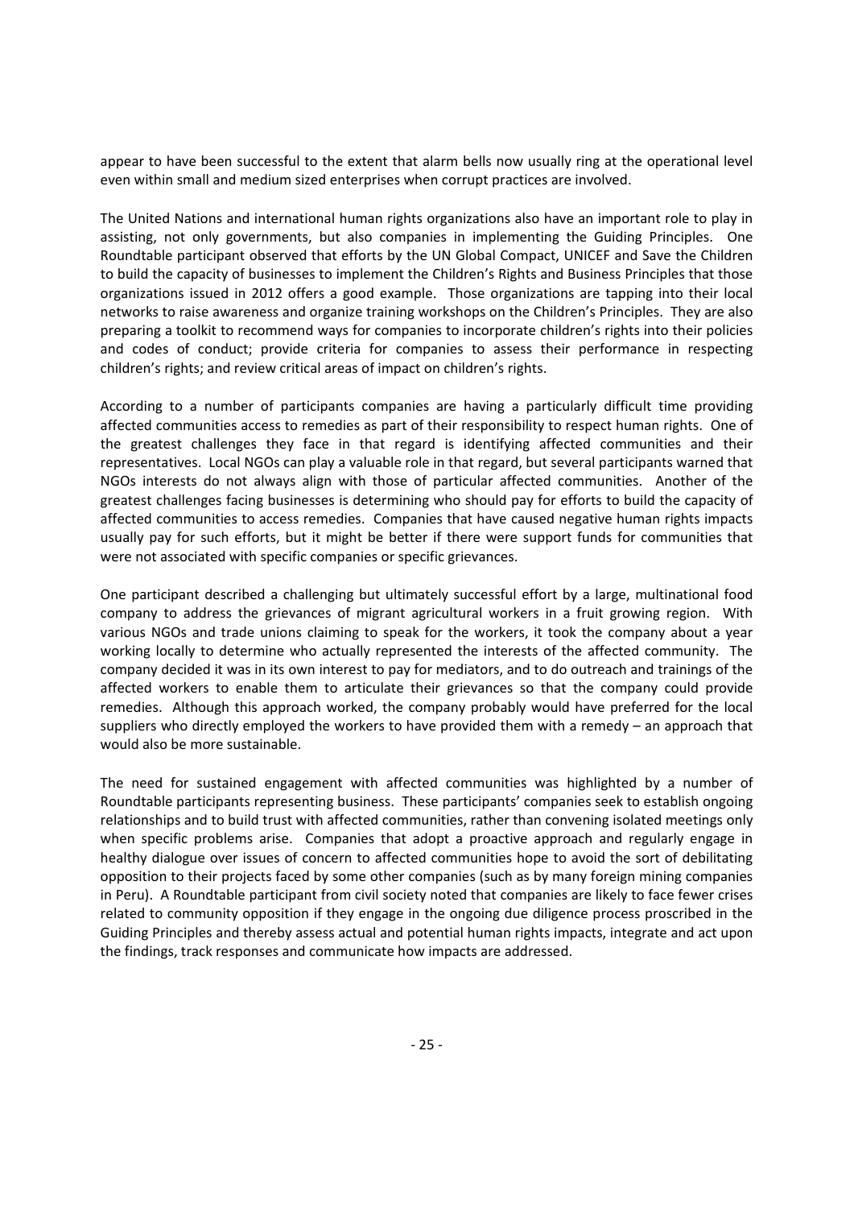appear to have been successful to the extent that alarm bells now usually ring at the operational level even within small and medium sized enterprises when corrupt practices are involved.

The United Nations and international human rights organizations also have an important role to play in assisting, not only governments, but also companies in implementing the Guiding Principles. One Roundtable participant observed that efforts by the UN Global Compact, UNICEF and Save the Children to build the capacity of businesses to implement the Children's Rights and Business Principles that those organizations issued in 2012 offers a good example. Those organizations are tapping into their local networks to raise awareness and organize training workshops on the Children's Principles. They are also preparing a toolkit to recommend ways for companies to incorporate children's rights into their policies and codes of conduct; provide criteria for companies to assess their performance in respecting children's rights; and review critical areas of impact on children's rights.

According to a number of participants companies are having a particularly difficult time providing affected communities access to remedies as part of their responsibility to respect human rights. One of the greatest challenges they face in that regard is identifying affected communities and their representatives. Local NGOs can play a valuable role in that regard, but several participants warned that NGOs interests do not always align with those of particular affected communities. Another of the greatest challenges facing businesses is determining who should pay for efforts to build the capacity of affected communities to access remedies. Companies that have caused negative human rights impacts usually pay for such efforts, but it might be better if there were support funds for communities that were not associated with specific companies or specific grievances.

One participant described a challenging but ultimately successful effort by a large, multinational food company to address the grievances of migrant agricultural workers in a fruit growing region. With various NGOs and trade unions claiming to speak for the workers, it took the company about a year working locally to determine who actually represented the interests of the affected community. The company decided it was in its own interest to pay for mediators, and to do outreach and trainings of the affected workers to enable them to articulate their grievances so that the company could provide remedies. Although this approach worked, the company probably would have preferred for the local suppliers who directly employed the workers to have provided them with a remedy – an approach that would also be more sustainable.

The need for sustained engagement with affected communities was highlighted by a number of Roundtable participants representing business. These participants' companies seek to establish ongoing relationships and to build trust with affected communities, rather than convening isolated meetings only when specific problems arise. Companies that adopt a proactive approach and regularly engage in healthy dialogue over issues of concern to affected communities hope to avoid the sort of debilitating opposition to their projects faced by some other companies (such as by many foreign mining companies in Peru). A Roundtable participant from civil society noted that companies are likely to face fewer crises related to community opposition if they engage in the ongoing due diligence process proscribed in the Guiding Principles and thereby assess actual and potential human rights impacts, integrate and act upon the findings, track responses and communicate how impacts are addressed.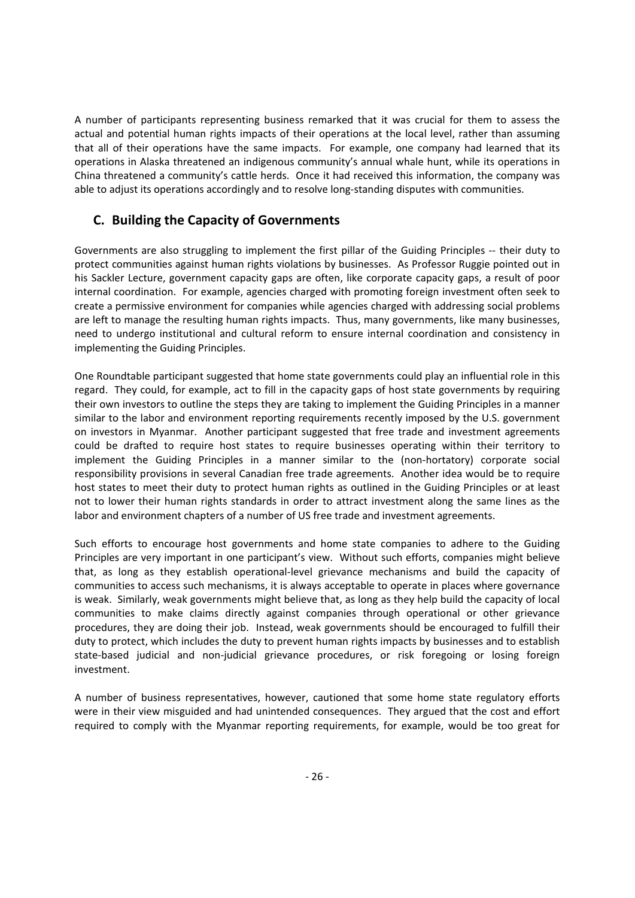A number of participants representing business remarked that it was crucial for them to assess the actual and potential human rights impacts of their operations at the local level, rather than assuming that all of their operations have the same impacts. For example, one company had learned that its operations in Alaska threatened an indigenous community's annual whale hunt, while its operations in China threatened a community's cattle herds. Once it had received this information, the company was able to adjust its operations accordingly and to resolve long-standing disputes with communities.

## C. Building the Capacity of Governments

Governments are also struggling to implement the first pillar of the Guiding Principles -- their duty to protect communities against human rights violations by businesses. As Professor Ruggie pointed out in his Sackler Lecture, government capacity gaps are often, like corporate capacity gaps, a result of poor internal coordination. For example, agencies charged with promoting foreign investment often seek to create a permissive environment for companies while agencies charged with addressing social problems are left to manage the resulting human rights impacts. Thus, many governments, like many businesses, need to undergo institutional and cultural reform to ensure internal coordination and consistency in implementing the Guiding Principles.

One Roundtable participant suggested that home state governments could play an influential role in this regard. They could, for example, act to fill in the capacity gaps of host state governments by requiring their own investors to outline the steps they are taking to implement the Guiding Principles in a manner similar to the labor and environment reporting requirements recently imposed by the U.S. government on investors in Myanmar. Another participant suggested that free trade and investment agreements could be drafted to require host states to require businesses operating within their territory to implement the Guiding Principles in a manner similar to the (non-hortatory) corporate social responsibility provisions in several Canadian free trade agreements. Another idea would be to require host states to meet their duty to protect human rights as outlined in the Guiding Principles or at least not to lower their human rights standards in order to attract investment along the same lines as the labor and environment chapters of a number of US free trade and investment agreements.

Such efforts to encourage host governments and home state companies to adhere to the Guiding Principles are very important in one participant's view. Without such efforts, companies might believe that, as long as they establish operational-level grievance mechanisms and build the capacity of communities to access such mechanisms, it is always acceptable to operate in places where governance is weak. Similarly, weak governments might believe that, as long as they help build the capacity of local communities to make claims directly against companies through operational or other grievance procedures, they are doing their job. Instead, weak governments should be encouraged to fulfill their duty to protect, which includes the duty to prevent human rights impacts by businesses and to establish state-based judicial and non-judicial grievance procedures, or risk foregoing or losing foreign investment.

A number of business representatives, however, cautioned that some home state regulatory efforts were in their view misguided and had unintended consequences. They argued that the cost and effort required to comply with the Myanmar reporting requirements, for example, would be too great for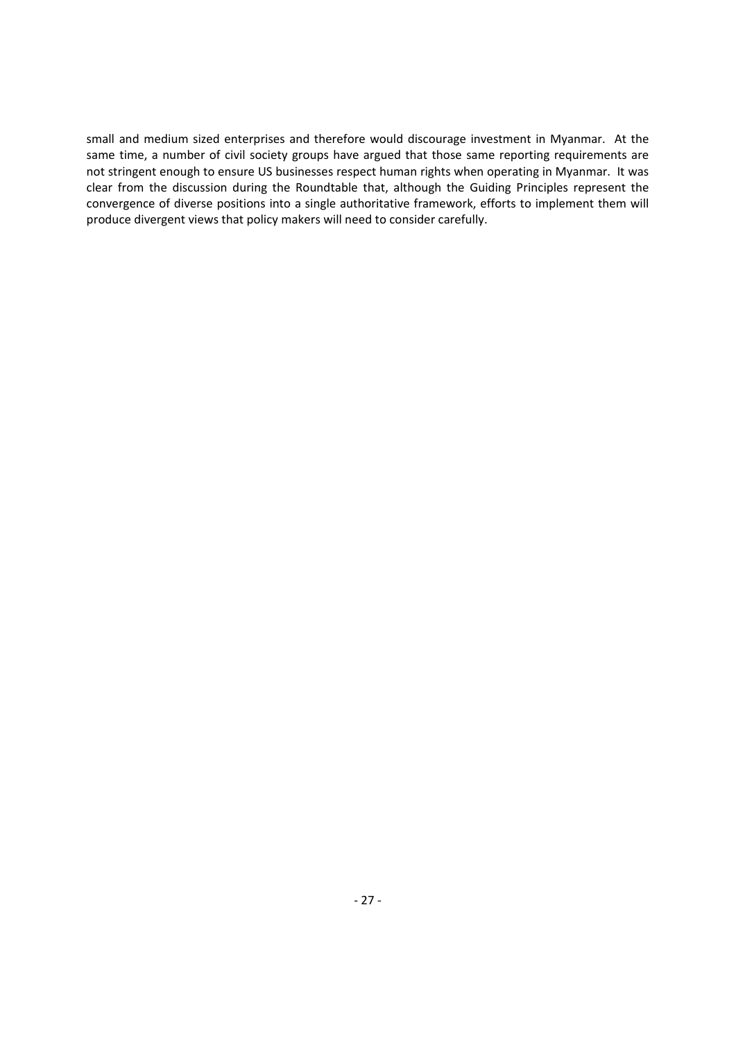small and medium sized enterprises and therefore would discourage investment in Myanmar. At the same time, a number of civil society groups have argued that those same reporting requirements are not stringent enough to ensure US businesses respect human rights when operating in Myanmar. It was clear from the discussion during the Roundtable that, although the Guiding Principles represent the convergence of diverse positions into a single authoritative framework, efforts to implement them will produce divergent views that policy makers will need to consider carefully.